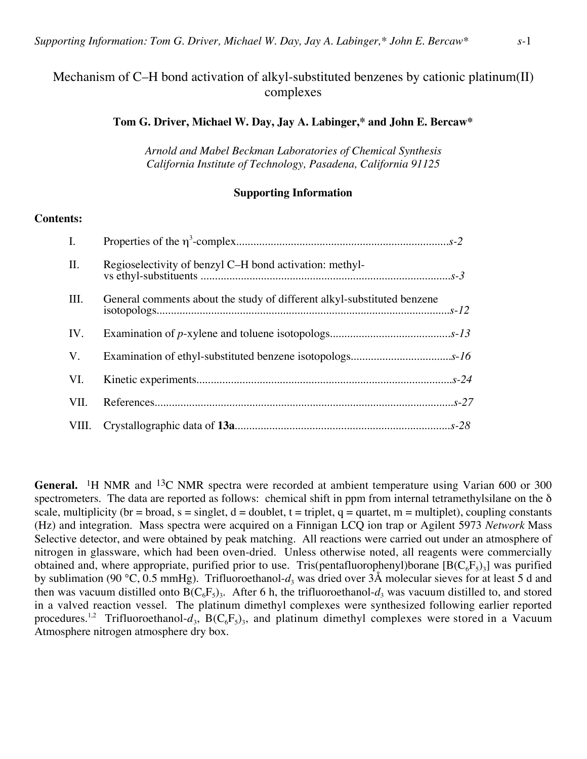# Mechanism of C–H bond activation of alkyl-substituted benzenes by cationic platinum(II) complexes

**Tom G. Driver, Michael W. Day, Jay A. Labinger,* and John E. Bercaw***

*Arnold and Mabel Beckman Laboratories of Chemical Synthesis*
*California Institute of Technology, Pasadena, California 91125*

## Supporting Information

**Contents:**

| | | |
|---|---|---|
| I. | Properties of the $\eta^3$-complex | *s-2* |
| II. | Regioselectivity of benzyl C–H bond activation: methyl- vs ethyl-substituents | *s-3* |
| III. | General comments about the study of different alkyl-substituted benzene isotopologs | *s-12* |
| IV. | Examination of *p*-xylene and toluene isotopologs | *s-13* |
| V. | Examination of ethyl-substituted benzene isotopologs | *s-16* |
| VI. | Kinetic experiments | *s-24* |
| VII. | References | *s-27* |
| VIII. | Crystallographic data of **13a** | *s-28* |

**General.** $^1$H NMR and $^{13}$C NMR spectra were recorded at ambient temperature using Varian 600 or 300 spectrometers. The data are reported as follows: chemical shift in ppm from internal tetramethylsilane on the δ scale, multiplicity (br = broad, s = singlet, d = doublet, t = triplet, q = quartet, m = multiplet), coupling constants (Hz) and integration. Mass spectra were acquired on a Finnigan LCQ ion trap or Agilent 5973 *Network* Mass Selective detector, and were obtained by peak matching. All reactions were carried out under an atmosphere of nitrogen in glassware, which had been oven-dried. Unless otherwise noted, all reagents were commercially obtained and, where appropriate, purified prior to use. Tris(pentafluorophenyl)borane [$B(C_6F_5)_3$] was purified by sublimation (90 °C, 0.5 mmHg). Trifluoroethanol-$d_3$ was dried over 3Å molecular sieves for at least 5 d and then was vacuum distilled onto $B(C_6F_5)_3$. After 6 h, the trifluoroethanol-$d_3$ was vacuum distilled to, and stored in a valved reaction vessel. The platinum dimethyl complexes were synthesized following earlier reported procedures.[1,2] Trifluoroethanol-$d_3$, $B(C_6F_5)_3$, and platinum dimethyl complexes were stored in a Vacuum Atmosphere nitrogen atmosphere dry box.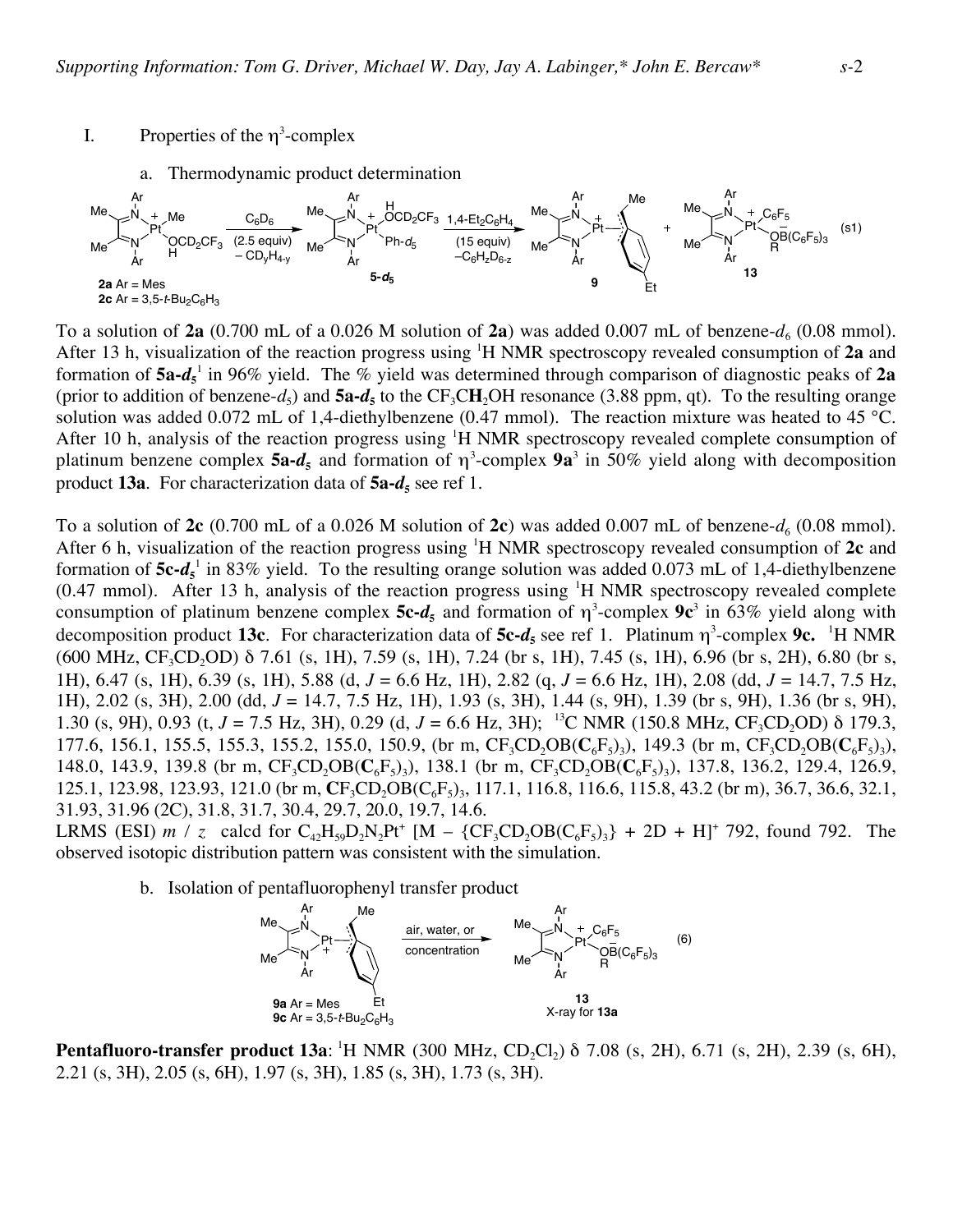I. Properties of the $\eta^3$-complex

a. Thermodynamic product determination

(s1)

To a solution of **2a** (0.700 mL of a 0.026 M solution of **2a**) was added 0.007 mL of benzene-$d_6$ (0.08 mmol). After 13 h, visualization of the reaction progress using $^1$H NMR spectroscopy revealed consumption of **2a** and formation of **5a-$d_5$**[1] in 96% yield. The % yield was determined through comparison of diagnostic peaks of **2a** (prior to addition of benzene-$d_5$) and **5a-$d_5$** to the $CF_3C\mathbf{H}_2OH$ resonance (3.88 ppm, qt). To the resulting orange solution was added 0.072 mL of 1,4-diethylbenzene (0.47 mmol). The reaction mixture was heated to 45 °C. After 10 h, analysis of the reaction progress using $^1$H NMR spectroscopy revealed complete consumption of platinum benzene complex **5a-$d_5$** and formation of $\eta^3$-complex **9a**[3] in 50% yield along with decomposition product **13a**. For characterization data of **5a-$d_5$** see ref 1.

To a solution of **2c** (0.700 mL of a 0.026 M solution of **2c**) was added 0.007 mL of benzene-$d_6$ (0.08 mmol). After 6 h, visualization of the reaction progress using $^1$H NMR spectroscopy revealed consumption of **2c** and formation of **5c-$d_5$**[1] in 83% yield. To the resulting orange solution was added 0.073 mL of 1,4-diethylbenzene (0.47 mmol). After 13 h, analysis of the reaction progress using $^1$H NMR spectroscopy revealed complete consumption of platinum benzene complex **5c-$d_5$** and formation of $\eta^3$-complex **9c**[3] in 63% yield along with decomposition product **13c**. For characterization data of **5c-$d_5$** see ref 1. Platinum $\eta^3$-complex **9c.** $^1$H NMR (600 MHz, $CF_3CD_2OD$) δ 7.61 (s, 1H), 7.59 (s, 1H), 7.24 (br s, 1H), 7.45 (s, 1H), 6.96 (br s, 2H), 6.80 (br s, 1H), 6.47 (s, 1H), 6.39 (s, 1H), 5.88 (d, $J$ = 6.6 Hz, 1H), 2.82 (q, $J$ = 6.6 Hz, 1H), 2.08 (dd, $J$ = 14.7, 7.5 Hz, 1H), 2.02 (s, 3H), 2.00 (dd, $J$ = 14.7, 7.5 Hz, 1H), 1.93 (s, 3H), 1.44 (s, 9H), 1.39 (br s, 9H), 1.36 (br s, 9H), 1.30 (s, 9H), 0.93 (t, $J$ = 7.5 Hz, 3H), 0.29 (d, $J$ = 6.6 Hz, 3H); $^{13}$C NMR (150.8 MHz, $CF_3CD_2OD$) δ 179.3, 177.6, 156.1, 155.5, 155.3, 155.2, 155.0, 150.9, (br m, $CF_3CD_2OB(\mathbf{C}_6F_5)_3$), 149.3 (br m, $CF_3CD_2OB(\mathbf{C}_6F_5)_3$), 148.0, 143.9, 139.8 (br m, $CF_3CD_2OB(\mathbf{C}_6F_5)_3$), 138.1 (br m, $CF_3CD_2OB(\mathbf{C}_6F_5)_3$), 137.8, 136.2, 129.4, 126.9, 125.1, 123.98, 123.93, 121.0 (br m, $\mathbf{C}F_3CD_2OB(C_6F_5)_3$), 117.1, 116.8, 116.6, 115.8, 43.2 (br m), 36.7, 36.6, 32.1, 31.93, 31.96 (2C), 31.8, 31.7, 30.4, 29.7, 20.0, 19.7, 14.6.
LRMS (ESI) $m$ / $z$ calcd for $C_{42}H_{59}D_2N_2Pt^+$ $[M - \{CF_3CD_2OB(C_6F_5)_3\} + 2D + H]^+$ 792, found 792. The observed isotopic distribution pattern was consistent with the simulation.

b. Isolation of pentafluorophenyl transfer product

(6)

**Pentafluoro-transfer product 13a**: $^1$H NMR (300 MHz, $CD_2Cl_2$) δ 7.08 (s, 2H), 6.71 (s, 2H), 2.39 (s, 6H), 2.21 (s, 3H), 2.05 (s, 6H), 1.97 (s, 3H), 1.85 (s, 3H), 1.73 (s, 3H).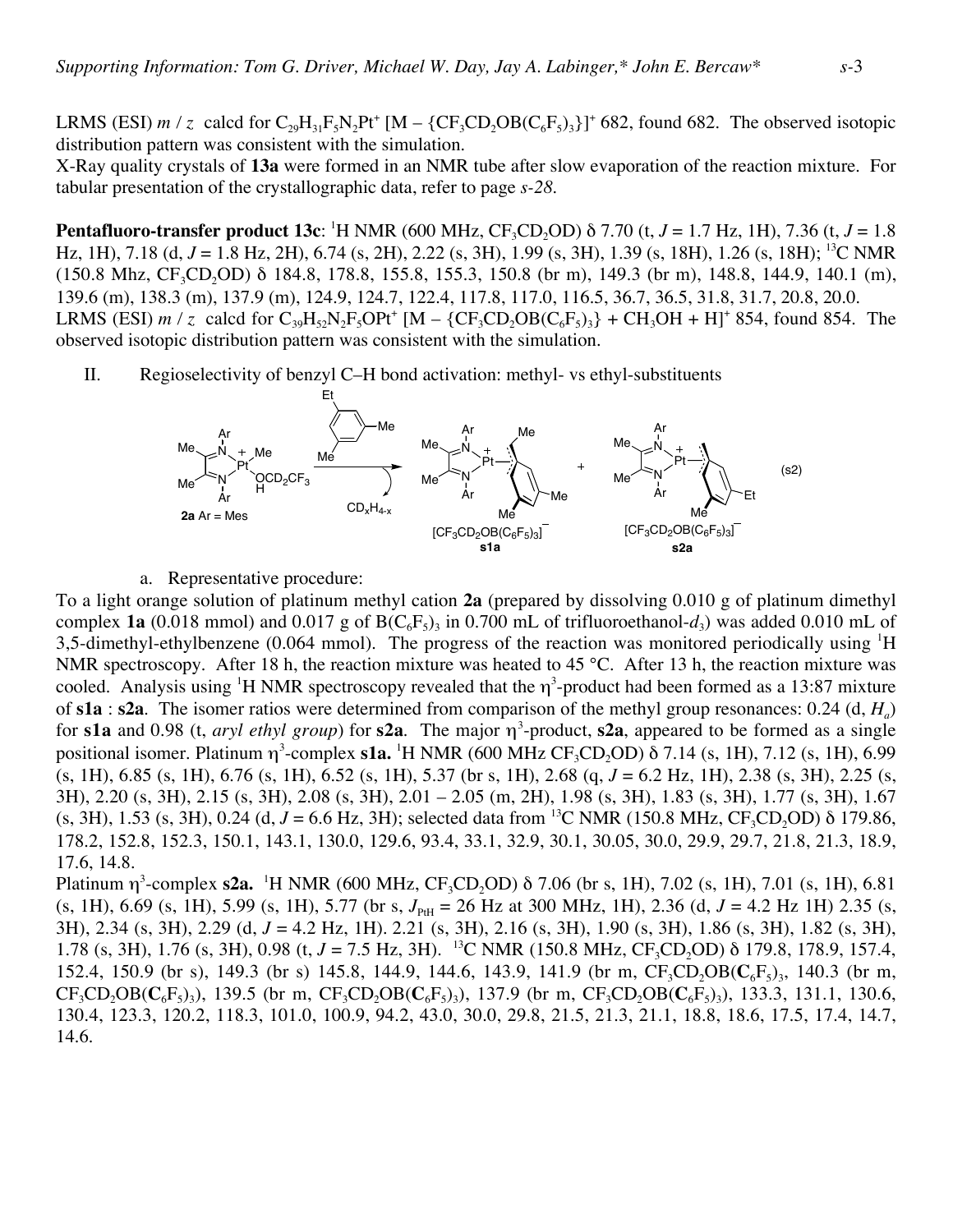LRMS (ESI) *m / z* calcd for $C_{29}H_{31}F_5N_2Pt^+$ [M – {$CF_3CD_2OB(C_6F_5)_3$}]$^+$ 682, found 682. The observed isotopic distribution pattern was consistent with the simulation.
X-Ray quality crystals of **13a** were formed in an NMR tube after slow evaporation of the reaction mixture. For tabular presentation of the crystallographic data, refer to page *s-28*.

**Pentafluoro-transfer product 13c**: $^1$H NMR (600 MHz, $CF_3CD_2OD$) δ 7.70 (t, *J* = 1.7 Hz, 1H), 7.36 (t, *J* = 1.8 Hz, 1H), 7.18 (d, *J* = 1.8 Hz, 2H), 6.74 (s, 2H), 2.22 (s, 3H), 1.99 (s, 3H), 1.39 (s, 18H), 1.26 (s, 18H); $^{13}$C NMR (150.8 Mhz, $CF_3CD_2OD$) δ 184.8, 178.8, 155.8, 155.3, 150.8 (br m), 149.3 (br m), 148.8, 144.9, 140.1 (m), 139.6 (m), 138.3 (m), 137.9 (m), 124.9, 124.7, 122.4, 117.8, 117.0, 116.5, 36.7, 36.5, 31.8, 31.7, 20.8, 20.0. LRMS (ESI) *m / z* calcd for $C_{39}H_{52}N_2F_5OPt^+$ [M – {$CF_3CD_2OB(C_6F_5)_3$} + $CH_3OH$ + H]$^+$ 854, found 854. The observed isotopic distribution pattern was consistent with the simulation.

II. Regioselectivity of benzyl C–H bond activation: methyl- vs ethyl-substituents

(s2)

a. Representative procedure:

To a light orange solution of platinum methyl cation **2a** (prepared by dissolving 0.010 g of platinum dimethyl complex **1a** (0.018 mmol) and 0.017 g of $B(C_6F_5)_3$ in 0.700 mL of trifluoroethanol-$d_3$) was added 0.010 mL of 3,5-dimethyl-ethylbenzene (0.064 mmol). The progress of the reaction was monitored periodically using $^1$H NMR spectroscopy. After 18 h, the reaction mixture was heated to 45 °C. After 13 h, the reaction mixture was cooled. Analysis using $^1$H NMR spectroscopy revealed that the $\eta^3$-product had been formed as a 13:87 mixture of **s1a** : **s2a**. The isomer ratios were determined from comparison of the methyl group resonances: 0.24 (d, $H_a$) for **s1a** and 0.98 (t, *aryl ethyl group*) for **s2a**. The major $\eta^3$-product, **s2a**, appeared to be formed as a single positional isomer. Platinum $\eta^3$-complex **s1a.** $^1$H NMR (600 MHz $CF_3CD_2OD$) δ 7.14 (s, 1H), 7.12 (s, 1H), 6.99 (s, 1H), 6.85 (s, 1H), 6.76 (s, 1H), 6.52 (s, 1H), 5.37 (br s, 1H), 2.68 (q, *J* = 6.2 Hz, 1H), 2.38 (s, 3H), 2.25 (s, 3H), 2.20 (s, 3H), 2.15 (s, 3H), 2.08 (s, 3H), 2.01 – 2.05 (m, 2H), 1.98 (s, 3H), 1.83 (s, 3H), 1.77 (s, 3H), 1.67 (s, 3H), 1.53 (s, 3H), 0.24 (d, *J* = 6.6 Hz, 3H); selected data from $^{13}$C NMR (150.8 MHz, $CF_3CD_2OD$) δ 179.86, 178.2, 152.8, 152.3, 150.1, 143.1, 130.0, 129.6, 93.4, 33.1, 32.9, 30.1, 30.05, 30.0, 29.9, 29.7, 21.8, 21.3, 18.9, 17.6, 14.8.

Platinum $\eta^3$-complex **s2a.** $^1$H NMR (600 MHz, $CF_3CD_2OD$) δ 7.06 (br s, 1H), 7.02 (s, 1H), 7.01 (s, 1H), 6.81 (s, 1H), 6.69 (s, 1H), 5.99 (s, 1H), 5.77 (br s, $J_{PtH}$ = 26 Hz at 300 MHz, 1H), 2.36 (d, *J* = 4.2 Hz 1H) 2.35 (s, 3H), 2.34 (s, 3H), 2.29 (d, *J* = 4.2 Hz, 1H). 2.21 (s, 3H), 2.16 (s, 3H), 1.90 (s, 3H), 1.86 (s, 3H), 1.82 (s, 3H), 1.78 (s, 3H), 1.76 (s, 3H), 0.98 (t, *J* = 7.5 Hz, 3H). $^{13}$C NMR (150.8 MHz, $CF_3CD_2OD$) δ 179.8, 178.9, 157.4, 152.4, 150.9 (br s), 149.3 (br s) 145.8, 144.9, 144.6, 143.9, 141.9 (br m, $CF_3CD_2OB(\mathbf{C}_6F_5)_3$, 140.3 (br m, $CF_3CD_2OB(\mathbf{C}_6F_5)_3$), 139.5 (br m, $CF_3CD_2OB(\mathbf{C}_6F_5)_3$), 137.9 (br m, $CF_3CD_2OB(\mathbf{C}_6F_5)_3$), 133.3, 131.1, 130.6, 130.4, 123.3, 120.2, 118.3, 101.0, 100.9, 94.2, 43.0, 30.0, 29.8, 21.5, 21.3, 21.1, 18.8, 18.6, 17.5, 17.4, 14.7, 14.6.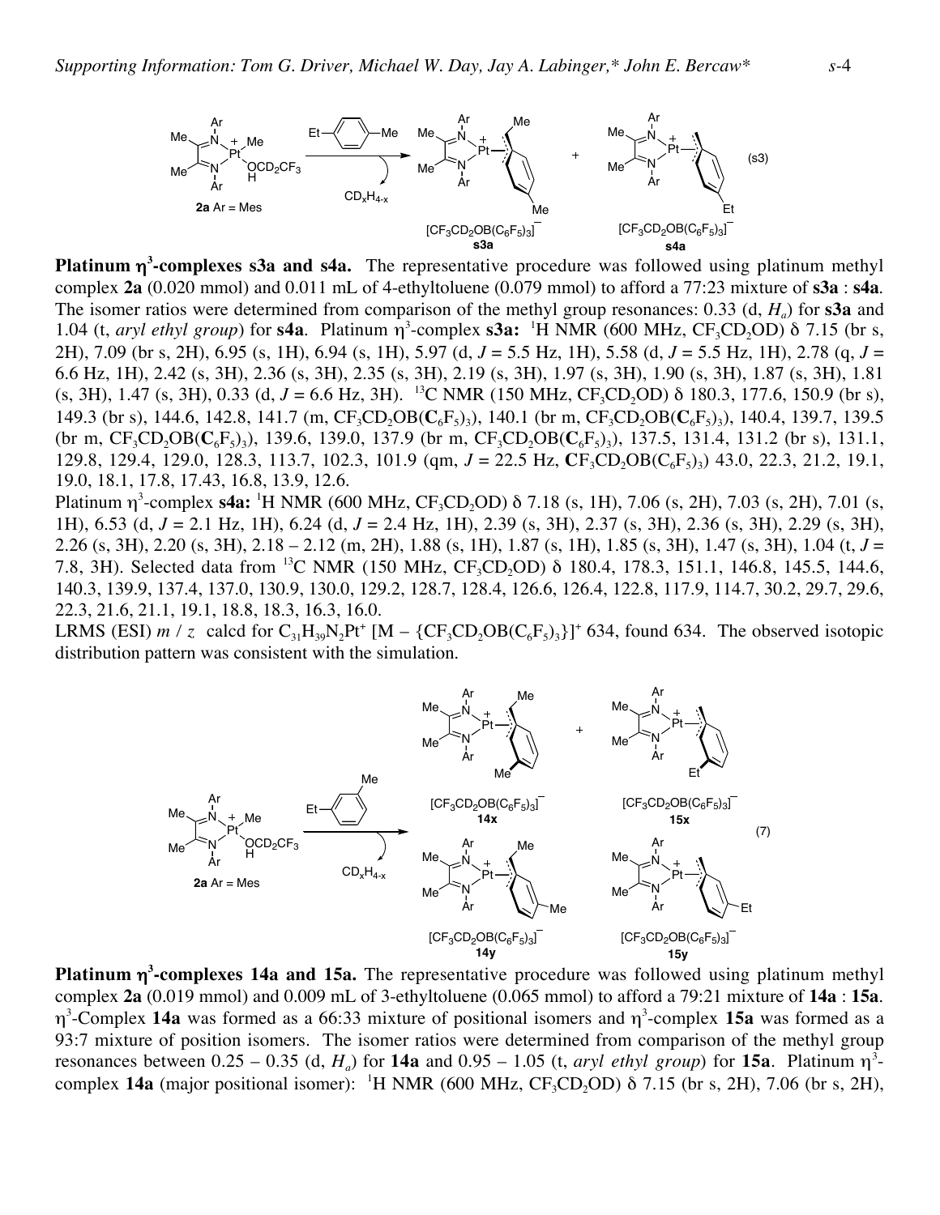**Platinum η[3]-complexes s3a and s4a.** The representative procedure was followed using platinum methyl complex **2a** (0.020 mmol) and 0.011 mL of 4-ethyltoluene (0.079 mmol) to afford a 77:23 mixture of **s3a** : **s4a**. The isomer ratios were determined from comparison of the methyl group resonances: 0.33 (d, $H_a$) for **s3a** and 1.04 (t, *aryl ethyl group*) for **s4a**. Platinum η[3]-complex **s3a:** $^1$H NMR (600 MHz, $CF_3CD_2OD$) δ 7.15 (br s, 2H), 7.09 (br s, 2H), 6.95 (s, 1H), 6.94 (s, 1H), 5.97 (d, *J* = 5.5 Hz, 1H), 5.58 (d, *J* = 5.5 Hz, 1H), 2.78 (q, *J* = 6.6 Hz, 1H), 2.42 (s, 3H), 2.36 (s, 3H), 2.35 (s, 3H), 2.19 (s, 3H), 1.97 (s, 3H), 1.90 (s, 3H), 1.87 (s, 3H), 1.81 (s, 3H), 1.47 (s, 3H), 0.33 (d, *J* = 6.6 Hz, 3H). $^{13}$C NMR (150 MHz, $CF_3CD_2OD$) δ 180.3, 177.6, 150.9 (br s), 149.3 (br s), 144.6, 142.8, 141.7 (m, $CF_3CD_2OB(\mathbf{C}_6F_5)_3$), 140.1 (br m, $CF_3CD_2OB(\mathbf{C}_6F_5)_3$), 140.4, 139.7, 139.5 (br m, $CF_3CD_2OB(\mathbf{C}_6F_5)_3$), 139.6, 139.0, 137.9 (br m, $CF_3CD_2OB(\mathbf{C}_6F_5)_3$), 137.5, 131.4, 131.2 (br s), 131.1, 129.8, 129.4, 129.0, 128.3, 113.7, 102.3, 101.9 (qm, *J* = 22.5 Hz, $\mathbf{C}F_3CD_2OB(C_6F_5)_3$) 43.0, 22.3, 21.2, 19.1, 19.0, 18.1, 17.8, 17.43, 16.8, 13.9, 12.6.

Platinum η[3]-complex **s4a:** $^1$H NMR (600 MHz, $CF_3CD_2OD$) δ 7.18 (s, 1H), 7.06 (s, 2H), 7.03 (s, 2H), 7.01 (s, 1H), 6.53 (d, *J* = 2.1 Hz, 1H), 6.24 (d, *J* = 2.4 Hz, 1H), 2.39 (s, 3H), 2.37 (s, 3H), 2.36 (s, 3H), 2.29 (s, 3H), 2.26 (s, 3H), 2.20 (s, 3H), 2.18 – 2.12 (m, 2H), 1.88 (s, 1H), 1.87 (s, 1H), 1.85 (s, 3H), 1.47 (s, 3H), 1.04 (t, *J* = 7.8, 3H). Selected data from $^{13}$C NMR (150 MHz, $CF_3CD_2OD$) δ 180.4, 178.3, 151.1, 146.8, 145.5, 144.6, 140.3, 139.9, 137.4, 137.0, 130.9, 130.0, 129.2, 128.7, 128.4, 126.6, 126.4, 122.8, 117.9, 114.7, 30.2, 29.7, 29.6, 22.3, 21.6, 21.1, 19.1, 18.8, 18.3, 16.3, 16.0.

LRMS (ESI) *m* / *z* calcd for $C_{31}H_{39}N_2Pt^+$ [M – {$CF_3CD_2OB(C_6F_5)_3$}]$^+$ 634, found 634. The observed isotopic distribution pattern was consistent with the simulation.

**Platinum η[3]-complexes 14a and 15a.** The representative procedure was followed using platinum methyl complex **2a** (0.019 mmol) and 0.009 mL of 3-ethyltoluene (0.065 mmol) to afford a 79:21 mixture of **14a** : **15a**. η[3]-Complex **14a** was formed as a 66:33 mixture of positional isomers and η[3]-complex **15a** was formed as a 93:7 mixture of position isomers. The isomer ratios were determined from comparison of the methyl group resonances between 0.25 – 0.35 (d, $H_a$) for **14a** and 0.95 – 1.05 (t, *aryl ethyl group*) for **15a**. Platinum η[3]-complex **14a** (major positional isomer): $^1$H NMR (600 MHz, $CF_3CD_2OD$) δ 7.15 (br s, 2H), 7.06 (br s, 2H),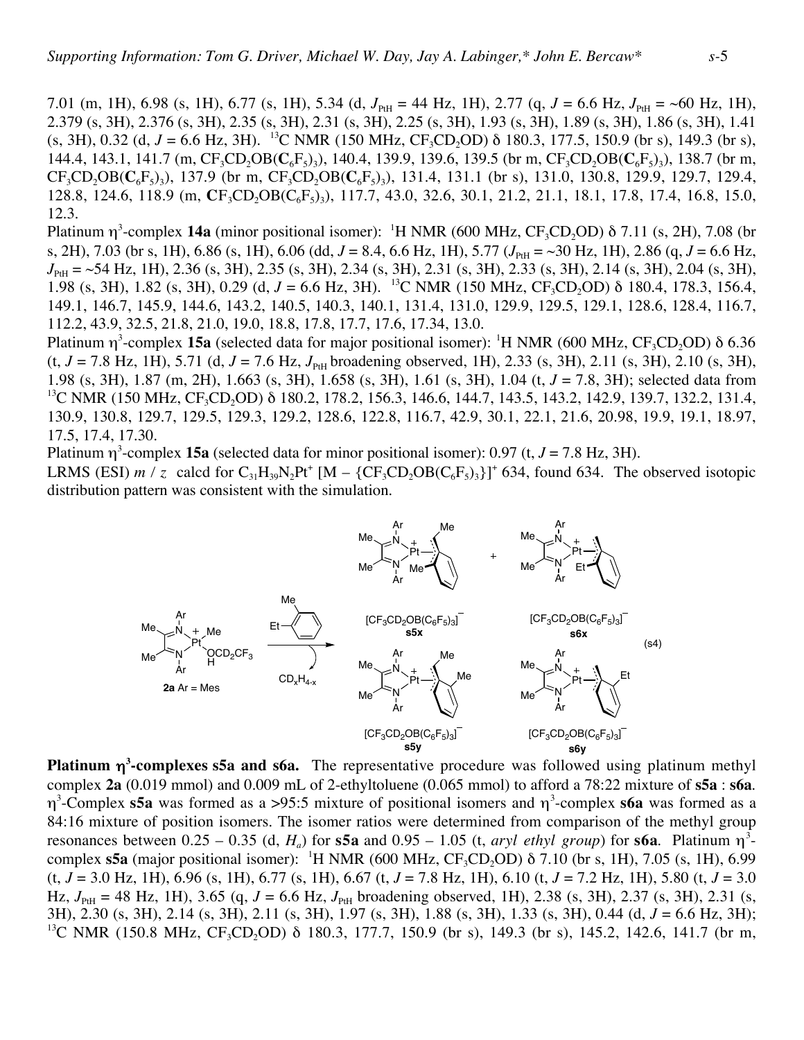7.01 (m, 1H), 6.98 (s, 1H), 6.77 (s, 1H), 5.34 (d, $J_{PtH}$ = 44 Hz, 1H), 2.77 (q, $J$ = 6.6 Hz, $J_{PtH}$ = ~60 Hz, 1H), 2.379 (s, 3H), 2.376 (s, 3H), 2.35 (s, 3H), 2.31 (s, 3H), 2.25 (s, 3H), 1.93 (s, 3H), 1.89 (s, 3H), 1.86 (s, 3H), 1.41 (s, 3H), 0.32 (d, $J$ = 6.6 Hz, 3H). $^{13}$C NMR (150 MHz, $CF_3CD_2OD$) δ 180.3, 177.5, 150.9 (br s), 149.3 (br s), 144.4, 143.1, 141.7 (m, $CF_3CD_2OB(\mathbf{C}_6F_5)_3$), 140.4, 139.9, 139.6, 139.5 (br m, $CF_3CD_2OB(\mathbf{C}_6F_5)_3$), 138.7 (br m, $CF_3CD_2OB(\mathbf{C}_6F_5)_3$), 137.9 (br m, $CF_3CD_2OB(\mathbf{C}_6F_5)_3$), 131.4, 131.1 (br s), 131.0, 130.8, 129.9, 129.7, 129.4, 128.8, 124.6, 118.9 (m, $\mathbf{C}F_3CD_2OB(C_6F_5)_3$), 117.7, 43.0, 32.6, 30.1, 21.2, 21.1, 18.1, 17.8, 17.4, 16.8, 15.0, 12.3.

Platinum $\eta^3$-complex **14a** (minor positional isomer): $^1$H NMR (600 MHz, $CF_3CD_2OD$) δ 7.11 (s, 2H), 7.08 (br s, 2H), 7.03 (br s, 1H), 6.86 (s, 1H), 6.06 (dd, $J$ = 8.4, 6.6 Hz, 1H), 5.77 ($J_{PtH}$ = ~30 Hz, 1H), 2.86 (q, $J$ = 6.6 Hz, $J_{PtH}$ = ~54 Hz, 1H), 2.36 (s, 3H), 2.35 (s, 3H), 2.34 (s, 3H), 2.31 (s, 3H), 2.33 (s, 3H), 2.14 (s, 3H), 2.04 (s, 3H), 1.98 (s, 3H), 1.82 (s, 3H), 0.29 (d, $J$ = 6.6 Hz, 3H). $^{13}$C NMR (150 MHz, $CF_3CD_2OD$) δ 180.4, 178.3, 156.4, 149.1, 146.7, 145.9, 144.6, 143.2, 140.5, 140.3, 140.1, 131.4, 131.0, 129.9, 129.5, 129.1, 128.6, 128.4, 116.7, 112.2, 43.9, 32.5, 21.8, 21.0, 19.0, 18.8, 17.8, 17.7, 17.6, 17.34, 13.0.

Platinum $\eta^3$-complex **15a** (selected data for major positional isomer): $^1$H NMR (600 MHz, $CF_3CD_2OD$) δ 6.36 (t, $J$ = 7.8 Hz, 1H), 5.71 (d, $J$ = 7.6 Hz, $J_{PtH}$ broadening observed, 1H), 2.33 (s, 3H), 2.11 (s, 3H), 2.10 (s, 3H), 1.98 (s, 3H), 1.87 (m, 2H), 1.663 (s, 3H), 1.658 (s, 3H), 1.61 (s, 3H), 1.04 (t, $J$ = 7.8, 3H); selected data from $^{13}$C NMR (150 MHz, $CF_3CD_2OD$) δ 180.2, 178.2, 156.3, 146.6, 144.7, 143.5, 143.2, 142.9, 139.7, 132.2, 131.4, 130.9, 130.8, 129.7, 129.5, 129.3, 129.2, 128.6, 122.8, 116.7, 42.9, 30.1, 22.1, 21.6, 20.98, 19.9, 19.1, 18.97, 17.5, 17.4, 17.30.

Platinum $\eta^3$-complex **15a** (selected data for minor positional isomer): 0.97 (t, $J$ = 7.8 Hz, 3H).

LRMS (ESI) $m$ / $z$ calcd for $C_{31}H_{39}N_2Pt^+$ [M – {$CF_3CD_2OB(C_6F_5)_3$}]$^+$ 634, found 634. The observed isotopic distribution pattern was consistent with the simulation.

(s4)

**Platinum $\eta^3$-complexes s5a and s6a.** The representative procedure was followed using platinum methyl complex **2a** (0.019 mmol) and 0.009 mL of 2-ethyltoluene (0.065 mmol) to afford a 78:22 mixture of **s5a** : **s6a**. $\eta^3$-Complex **s5a** was formed as a >95:5 mixture of positional isomers and $\eta^3$-complex **s6a** was formed as a 84:16 mixture of position isomers. The isomer ratios were determined from comparison of the methyl group resonances between 0.25 – 0.35 (d, $H_a$) for **s5a** and 0.95 – 1.05 (t, *aryl ethyl group*) for **s6a**. Platinum $\eta^3$-complex **s5a** (major positional isomer): $^1$H NMR (600 MHz, $CF_3CD_2OD$) δ 7.10 (br s, 1H), 7.05 (s, 1H), 6.99 (t, $J$ = 3.0 Hz, 1H), 6.96 (s, 1H), 6.77 (s, 1H), 6.67 (t, $J$ = 7.8 Hz, 1H), 6.10 (t, $J$ = 7.2 Hz, 1H), 5.80 (t, $J$ = 3.0 Hz, $J_{PtH}$ = 48 Hz, 1H), 3.65 (q, $J$ = 6.6 Hz, $J_{PtH}$ broadening observed, 1H), 2.38 (s, 3H), 2.37 (s, 3H), 2.31 (s, 3H), 2.30 (s, 3H), 2.14 (s, 3H), 2.11 (s, 3H), 1.97 (s, 3H), 1.88 (s, 3H), 1.33 (s, 3H), 0.44 (d, $J$ = 6.6 Hz, 3H); $^{13}$C NMR (150.8 MHz, $CF_3CD_2OD$) δ 180.3, 177.7, 150.9 (br s), 149.3 (br s), 145.2, 142.6, 141.7 (br m,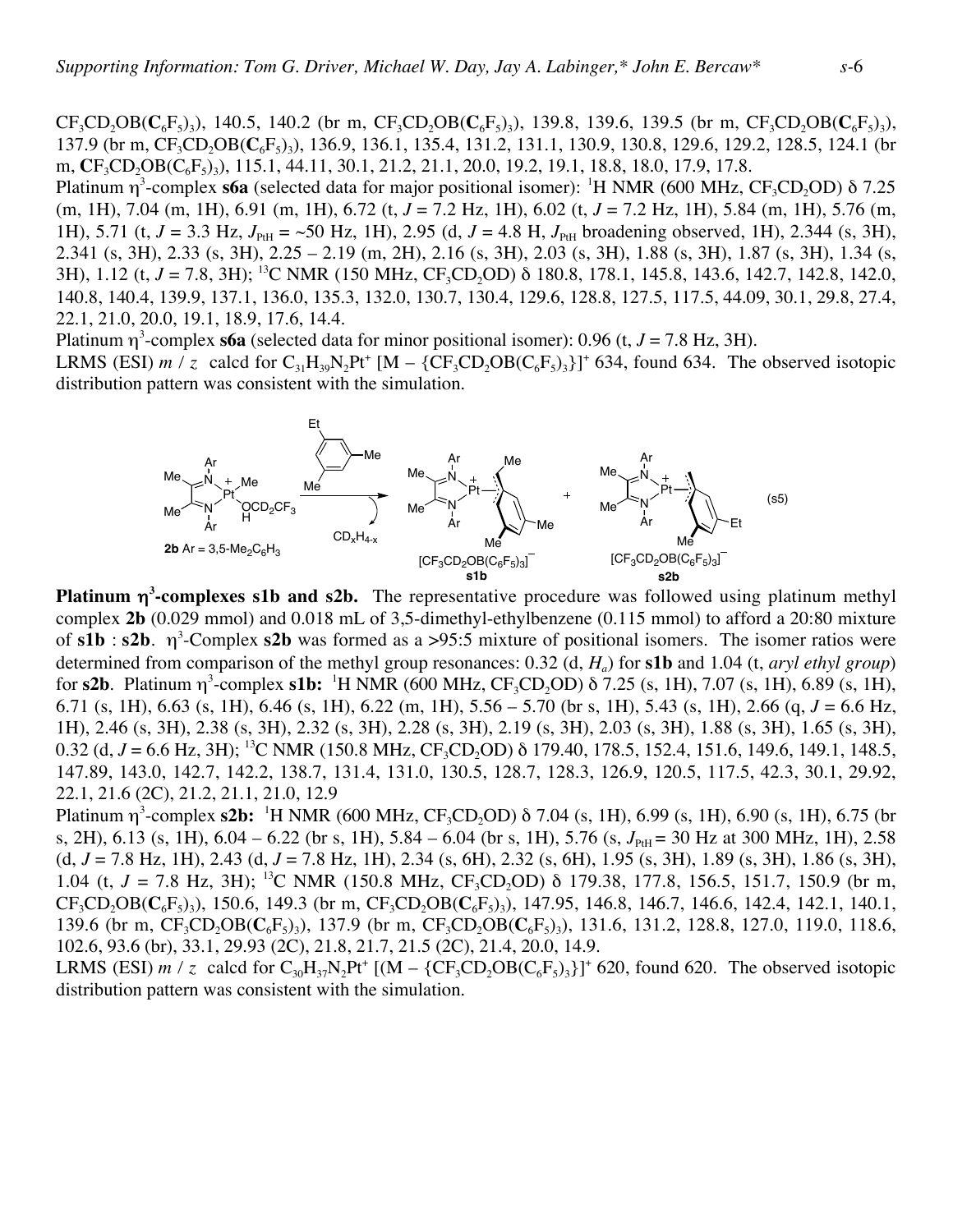$CF_3CD_2OB(C_6F_5)_3$), 140.5, 140.2 (br m, $CF_3CD_2OB(\mathbf{C}_6F_5)_3$), 139.8, 139.6, 139.5 (br m, $CF_3CD_2OB(\mathbf{C}_6F_5)_3$), 137.9 (br m, $CF_3CD_2OB(\mathbf{C}_6F_5)_3$), 136.9, 136.1, 135.4, 131.2, 131.1, 130.9, 130.8, 129.6, 129.2, 128.5, 124.1 (br m, $\mathbf{C}F_3CD_2OB(C_6F_5)_3$), 115.1, 44.11, 30.1, 21.2, 21.1, 20.0, 19.2, 19.1, 18.8, 18.0, 17.9, 17.8.

Platinum $\eta^3$-complex **s6a** (selected data for major positional isomer): $^1$H NMR (600 MHz, $CF_3CD_2OD$) δ 7.25 (m, 1H), 7.04 (m, 1H), 6.91 (m, 1H), 6.72 (t, *J* = 7.2 Hz, 1H), 6.02 (t, *J* = 7.2 Hz, 1H), 5.84 (m, 1H), 5.76 (m, 1H), 5.71 (t, *J* = 3.3 Hz, $J_{PtH}$ = ~50 Hz, 1H), 2.95 (d, *J* = 4.8 H, $J_{PtH}$ broadening observed, 1H), 2.344 (s, 3H), 2.341 (s, 3H), 2.33 (s, 3H), 2.25 – 2.19 (m, 2H), 2.16 (s, 3H), 2.03 (s, 3H), 1.88 (s, 3H), 1.87 (s, 3H), 1.34 (s, 3H), 1.12 (t, *J* = 7.8, 3H); $^{13}$C NMR (150 MHz, $CF_3CD_2OD$) δ 180.8, 178.1, 145.8, 143.6, 142.7, 142.8, 142.0, 140.8, 140.4, 139.9, 137.1, 136.0, 135.3, 132.0, 130.7, 130.4, 129.6, 128.8, 127.5, 117.5, 44.09, 30.1, 29.8, 27.4, 22.1, 21.0, 20.0, 19.1, 18.9, 17.6, 14.4.

Platinum $\eta^3$-complex **s6a** (selected data for minor positional isomer): 0.96 (t, *J* = 7.8 Hz, 3H).

LRMS (ESI) *m* / *z* calcd for $C_{31}H_{39}N_2Pt^+$ [M – {$CF_3CD_2OB(C_6F_5)_3$}]$^+$ 634, found 634. The observed isotopic distribution pattern was consistent with the simulation.

(s5)

**Platinum $\eta^3$-complexes s1b and s2b.** The representative procedure was followed using platinum methyl complex **2b** (0.029 mmol) and 0.018 mL of 3,5-dimethyl-ethylbenzene (0.115 mmol) to afford a 20:80 mixture of **s1b** : **s2b**. $\eta^3$-Complex **s2b** was formed as a >95:5 mixture of positional isomers. The isomer ratios were determined from comparison of the methyl group resonances: 0.32 (d, $H_a$) for **s1b** and 1.04 (t, *aryl ethyl group*) for **s2b**. Platinum $\eta^3$-complex **s1b:** $^1$H NMR (600 MHz, $CF_3CD_2OD$) δ 7.25 (s, 1H), 7.07 (s, 1H), 6.89 (s, 1H), 6.71 (s, 1H), 6.63 (s, 1H), 6.46 (s, 1H), 6.22 (m, 1H), 5.56 – 5.70 (br s, 1H), 5.43 (s, 1H), 2.66 (q, *J* = 6.6 Hz, 1H), 2.46 (s, 3H), 2.38 (s, 3H), 2.32 (s, 3H), 2.28 (s, 3H), 2.19 (s, 3H), 2.03 (s, 3H), 1.88 (s, 3H), 1.65 (s, 3H), 0.32 (d, *J* = 6.6 Hz, 3H); $^{13}$C NMR (150.8 MHz, $CF_3CD_2OD$) δ 179.40, 178.5, 152.4, 151.6, 149.6, 149.1, 148.5, 147.89, 143.0, 142.7, 142.2, 138.7, 131.4, 131.0, 130.5, 128.7, 128.3, 126.9, 120.5, 117.5, 42.3, 30.1, 29.92, 22.1, 21.6 (2C), 21.2, 21.1, 21.0, 12.9

Platinum $\eta^3$-complex **s2b:** $^1$H NMR (600 MHz, $CF_3CD_2OD$) δ 7.04 (s, 1H), 6.99 (s, 1H), 6.90 (s, 1H), 6.75 (br s, 2H), 6.13 (s, 1H), 6.04 – 6.22 (br s, 1H), 5.84 – 6.04 (br s, 1H), 5.76 (s, $J_{PtH}$ = 30 Hz at 300 MHz, 1H), 2.58 (d, *J* = 7.8 Hz, 1H), 2.43 (d, *J* = 7.8 Hz, 1H), 2.34 (s, 6H), 2.32 (s, 6H), 1.95 (s, 3H), 1.89 (s, 3H), 1.86 (s, 3H), 1.04 (t, *J* = 7.8 Hz, 3H); $^{13}$C NMR (150.8 MHz, $CF_3CD_2OD$) δ 179.38, 177.8, 156.5, 151.7, 150.9 (br m, $CF_3CD_2OB(C_6F_5)_3$), 150.6, 149.3 (br m, $CF_3CD_2OB(\mathbf{C}_6F_5)_3$), 147.95, 146.8, 146.7, 146.6, 142.4, 142.1, 140.1, 139.6 (br m, $CF_3CD_2OB(\mathbf{C}_6F_5)_3$), 137.9 (br m, $CF_3CD_2OB(\mathbf{C}_6F_5)_3$), 131.6, 131.2, 128.8, 127.0, 119.0, 118.6, 102.6, 93.6 (br), 33.1, 29.93 (2C), 21.8, 21.7, 21.5 (2C), 21.4, 20.0, 14.9.

LRMS (ESI) *m* / *z* calcd for $C_{30}H_{37}N_2Pt^+$ [(M – {$CF_3CD_2OB(C_6F_5)_3$}]$^+$ 620, found 620. The observed isotopic distribution pattern was consistent with the simulation.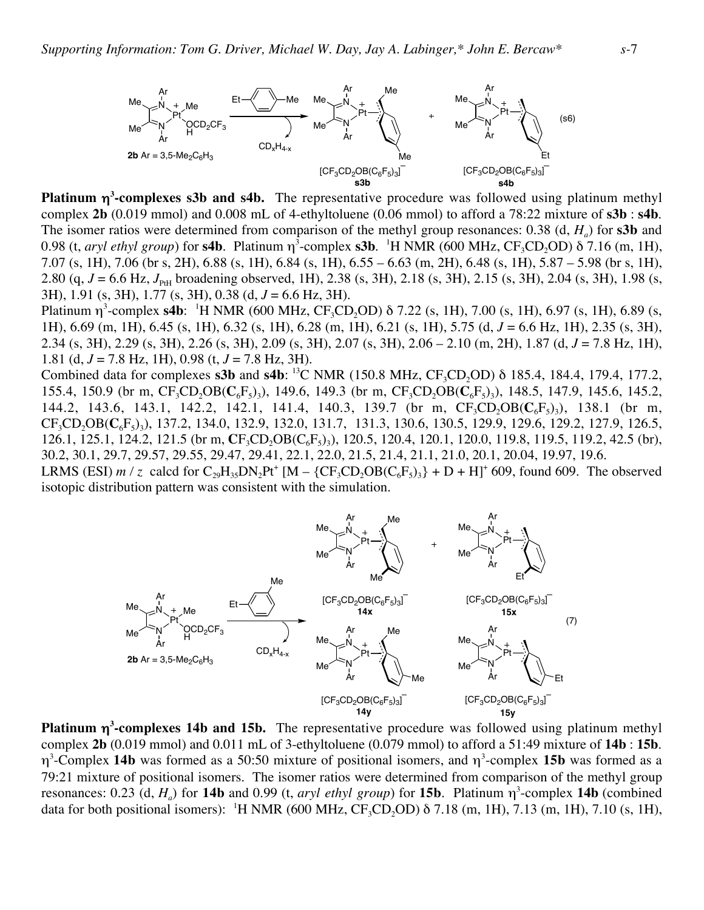**Platinum η[3]-complexes s3b and s4b.** The representative procedure was followed using platinum methyl complex **2b** (0.019 mmol) and 0.008 mL of 4-ethyltoluene (0.06 mmol) to afford a 78:22 mixture of **s3b** : **s4b**. The isomer ratios were determined from comparison of the methyl group resonances: 0.38 (d, $H_a$) for **s3b** and 0.98 (t, *aryl ethyl group*) for **s4b**. Platinum η[3]-complex **s3b**. $^1$H NMR (600 MHz, $CF_3CD_2OD$) δ 7.16 (m, 1H), 7.07 (s, 1H), 7.06 (br s, 2H), 6.88 (s, 1H), 6.84 (s, 1H), 6.55 – 6.63 (m, 2H), 6.48 (s, 1H), 5.87 – 5.98 (br s, 1H), 2.80 (q, *J* = 6.6 Hz, $J_{PtH}$ broadening observed, 1H), 2.38 (s, 3H), 2.18 (s, 3H), 2.15 (s, 3H), 2.04 (s, 3H), 1.98 (s, 3H), 1.91 (s, 3H), 1.77 (s, 3H), 0.38 (d, *J* = 6.6 Hz, 3H).

Platinum η[3]-complex **s4b**: $^1$H NMR (600 MHz, $CF_3CD_2OD$) δ 7.22 (s, 1H), 7.00 (s, 1H), 6.97 (s, 1H), 6.89 (s, 1H), 6.69 (m, 1H), 6.45 (s, 1H), 6.32 (s, 1H), 6.28 (m, 1H), 6.21 (s, 1H), 5.75 (d, *J* = 6.6 Hz, 1H), 2.35 (s, 3H), 2.34 (s, 3H), 2.29 (s, 3H), 2.26 (s, 3H), 2.09 (s, 3H), 2.07 (s, 3H), 2.06 – 2.10 (m, 2H), 1.87 (d, *J* = 7.8 Hz, 1H), 1.81 (d, *J* = 7.8 Hz, 1H), 0.98 (t, *J* = 7.8 Hz, 3H).

Combined data for complexes **s3b** and **s4b**: $^{13}$C NMR (150.8 MHz, $CF_3CD_2OD$) δ 185.4, 184.4, 179.4, 177.2, 155.4, 150.9 (br m, $CF_3CD_2OB(\mathbf{C}_6F_5)_3$), 149.6, 149.3 (br m, $CF_3CD_2OB(\mathbf{C}_6F_5)_3$), 148.5, 147.9, 145.6, 145.2, 144.2, 143.6, 143.1, 142.2, 142.1, 141.4, 140.3, 139.7 (br m, $CF_3CD_2OB(\mathbf{C}_6F_5)_3$), 138.1 (br m, $CF_3CD_2OB(\mathbf{C}_6F_5)_3$), 137.2, 134.0, 132.9, 132.0, 131.7, 131.3, 130.6, 130.5, 129.9, 129.6, 129.2, 127.9, 126.5, 126.1, 125.1, 124.2, 121.5 (br m, $\mathbf{C}F_3CD_2OB(C_6F_5)_3$), 120.5, 120.4, 120.1, 120.0, 119.8, 119.5, 119.2, 42.5 (br), 30.2, 30.1, 29.7, 29.57, 29.55, 29.47, 29.41, 22.1, 22.0, 21.5, 21.4, 21.1, 21.0, 20.1, 20.04, 19.97, 19.6.

LRMS (ESI) *m* / *z* calcd for $C_{29}H_{35}DN_2Pt^+$ [M – {$CF_3CD_2OB(C_6F_5)_3$} + D + H]$^+$ 609, found 609. The observed isotopic distribution pattern was consistent with the simulation.

**Platinum η[3]-complexes 14b and 15b.** The representative procedure was followed using platinum methyl complex **2b** (0.019 mmol) and 0.011 mL of 3-ethyltoluene (0.079 mmol) to afford a 51:49 mixture of **14b** : **15b**. η[3]-Complex **14b** was formed as a 50:50 mixture of positional isomers, and η[3]-complex **15b** was formed as a 79:21 mixture of positional isomers. The isomer ratios were determined from comparison of the methyl group resonances: 0.23 (d, $H_a$) for **14b** and 0.99 (t, *aryl ethyl group*) for **15b**. Platinum η[3]-complex **14b** (combined data for both positional isomers): $^1$H NMR (600 MHz, $CF_3CD_2OD$) δ 7.18 (m, 1H), 7.13 (m, 1H), 7.10 (s, 1H),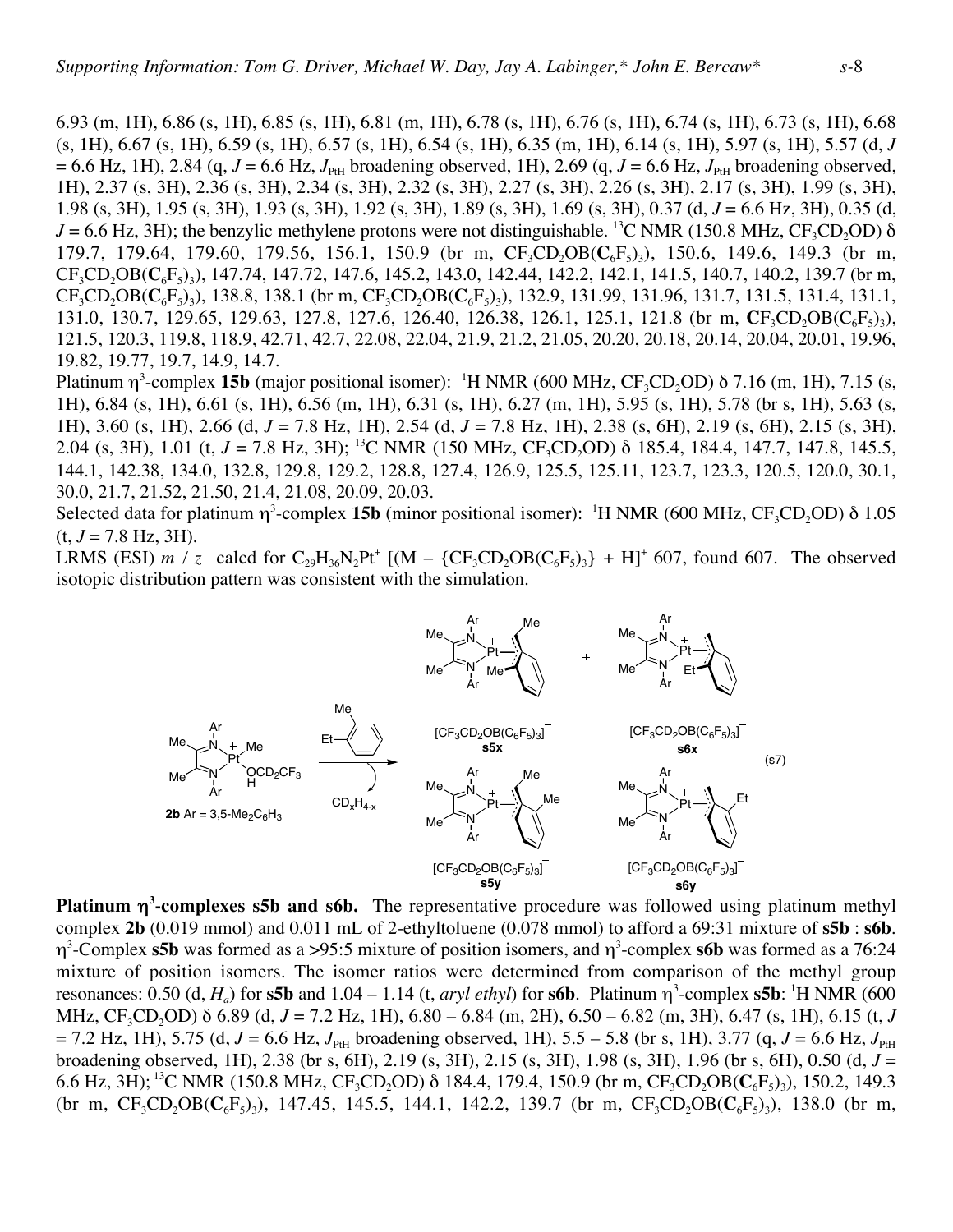6.93 (m, 1H), 6.86 (s, 1H), 6.85 (s, 1H), 6.81 (m, 1H), 6.78 (s, 1H), 6.76 (s, 1H), 6.74 (s, 1H), 6.73 (s, 1H), 6.68 (s, 1H), 6.67 (s, 1H), 6.59 (s, 1H), 6.57 (s, 1H), 6.54 (s, 1H), 6.35 (m, 1H), 6.14 (s, 1H), 5.97 (s, 1H), 5.57 (d, $J$ = 6.6 Hz, 1H), 2.84 (q, $J$ = 6.6 Hz, $J_{PtH}$ broadening observed, 1H), 2.69 (q, $J$ = 6.6 Hz, $J_{PtH}$ broadening observed, 1H), 2.37 (s, 3H), 2.36 (s, 3H), 2.34 (s, 3H), 2.32 (s, 3H), 2.27 (s, 3H), 2.26 (s, 3H), 2.17 (s, 3H), 1.99 (s, 3H), 1.98 (s, 3H), 1.95 (s, 3H), 1.93 (s, 3H), 1.92 (s, 3H), 1.89 (s, 3H), 1.69 (s, 3H), 0.37 (d, $J$ = 6.6 Hz, 3H), 0.35 (d, $J$ = 6.6 Hz, 3H); the benzylic methylene protons were not distinguishable. $^{13}$C NMR (150.8 MHz, $CF_3CD_2OD$) δ 179.7, 179.64, 179.60, 179.56, 156.1, 150.9 (br m, $CF_3CD_2OB(\mathbf{C}_6F_5)_3$), 150.6, 149.6, 149.3 (br m, $CF_3CD_2OB(C_6F_5)_3$), 147.74, 147.72, 147.6, 145.2, 143.0, 142.44, 142.2, 142.1, 141.5, 140.7, 140.2, 139.7 (br m, $CF_3CD_2OB(\mathbf{C}_6F_5)_3$), 138.8, 138.1 (br m, $CF_3CD_2OB(\mathbf{C}_6F_5)_3$), 132.9, 131.99, 131.96, 131.7, 131.5, 131.4, 131.1, 131.0, 130.7, 129.65, 129.63, 127.8, 127.6, 126.40, 126.38, 126.1, 125.1, 121.8 (br m, $\mathbf{C}F_3CD_2OB(C_6F_5)_3$), 121.5, 120.3, 119.8, 118.9, 42.71, 42.7, 22.08, 22.04, 21.9, 21.2, 21.05, 20.20, 20.18, 20.14, 20.04, 20.01, 19.96, 19.82, 19.77, 19.7, 14.9, 14.7.

Platinum $\eta^3$-complex **15b** (major positional isomer): $^1$H NMR (600 MHz, $CF_3CD_2OD$) δ 7.16 (m, 1H), 7.15 (s, 1H), 6.84 (s, 1H), 6.61 (s, 1H), 6.56 (m, 1H), 6.31 (s, 1H), 6.27 (m, 1H), 5.95 (s, 1H), 5.78 (br s, 1H), 5.63 (s, 1H), 3.60 (s, 1H), 2.66 (d, $J$ = 7.8 Hz, 1H), 2.54 (d, $J$ = 7.8 Hz, 1H), 2.38 (s, 6H), 2.19 (s, 6H), 2.15 (s, 3H), 2.04 (s, 3H), 1.01 (t, $J$ = 7.8 Hz, 3H); $^{13}$C NMR (150 MHz, $CF_3CD_2OD$) δ 185.4, 184.4, 147.7, 147.8, 145.5, 144.1, 142.38, 134.0, 132.8, 129.8, 129.2, 128.8, 127.4, 126.9, 125.5, 125.11, 123.7, 123.3, 120.5, 120.0, 30.1, 30.0, 21.7, 21.52, 21.50, 21.4, 21.08, 20.09, 20.03.

Selected data for platinum $\eta^3$-complex **15b** (minor positional isomer): $^1$H NMR (600 MHz, $CF_3CD_2OD$) δ 1.05 (t, $J$ = 7.8 Hz, 3H).

LRMS (ESI) $m$ / $z$ calcd for $C_{29}H_{36}N_2Pt^+$ [(M – {$CF_3CD_2OB(C_6F_5)_3$} + H]$^+$ 607, found 607. The observed isotopic distribution pattern was consistent with the simulation.

(s7)

**Platinum $\eta^3$-complexes s5b and s6b.** The representative procedure was followed using platinum methyl complex **2b** (0.019 mmol) and 0.011 mL of 2-ethyltoluene (0.078 mmol) to afford a 69:31 mixture of **s5b** : **s6b**. $\eta^3$-Complex **s5b** was formed as a >95:5 mixture of position isomers, and $\eta^3$-complex **s6b** was formed as a 76:24 mixture of position isomers. The isomer ratios were determined from comparison of the methyl group resonances: 0.50 (d, $H_a$) for **s5b** and 1.04 – 1.14 (t, *aryl ethyl*) for **s6b**. Platinum $\eta^3$-complex **s5b**: $^1$H NMR (600 MHz, $CF_3CD_2OD$) δ 6.89 (d, $J$ = 7.2 Hz, 1H), 6.80 – 6.84 (m, 2H), 6.50 – 6.82 (m, 3H), 6.47 (s, 1H), 6.15 (t, $J$ = 7.2 Hz, 1H), 5.75 (d, $J$ = 6.6 Hz, $J_{PtH}$ broadening observed, 1H), 5.5 – 5.8 (br s, 1H), 3.77 (q, $J$ = 6.6 Hz, $J_{PtH}$ broadening observed, 1H), 2.38 (br s, 6H), 2.19 (s, 3H), 2.15 (s, 3H), 1.98 (s, 3H), 1.96 (br s, 6H), 0.50 (d, $J$ = 6.6 Hz, 3H); $^{13}$C NMR (150.8 MHz, $CF_3CD_2OD$) δ 184.4, 179.4, 150.9 (br m, $CF_3CD_2OB(\mathbf{C}_6F_5)_3$), 150.2, 149.3 (br m, $CF_3CD_2OB(\mathbf{C}_6F_5)_3$), 147.45, 145.5, 144.1, 142.2, 139.7 (br m, $CF_3CD_2OB(\mathbf{C}_6F_5)_3$), 138.0 (br m,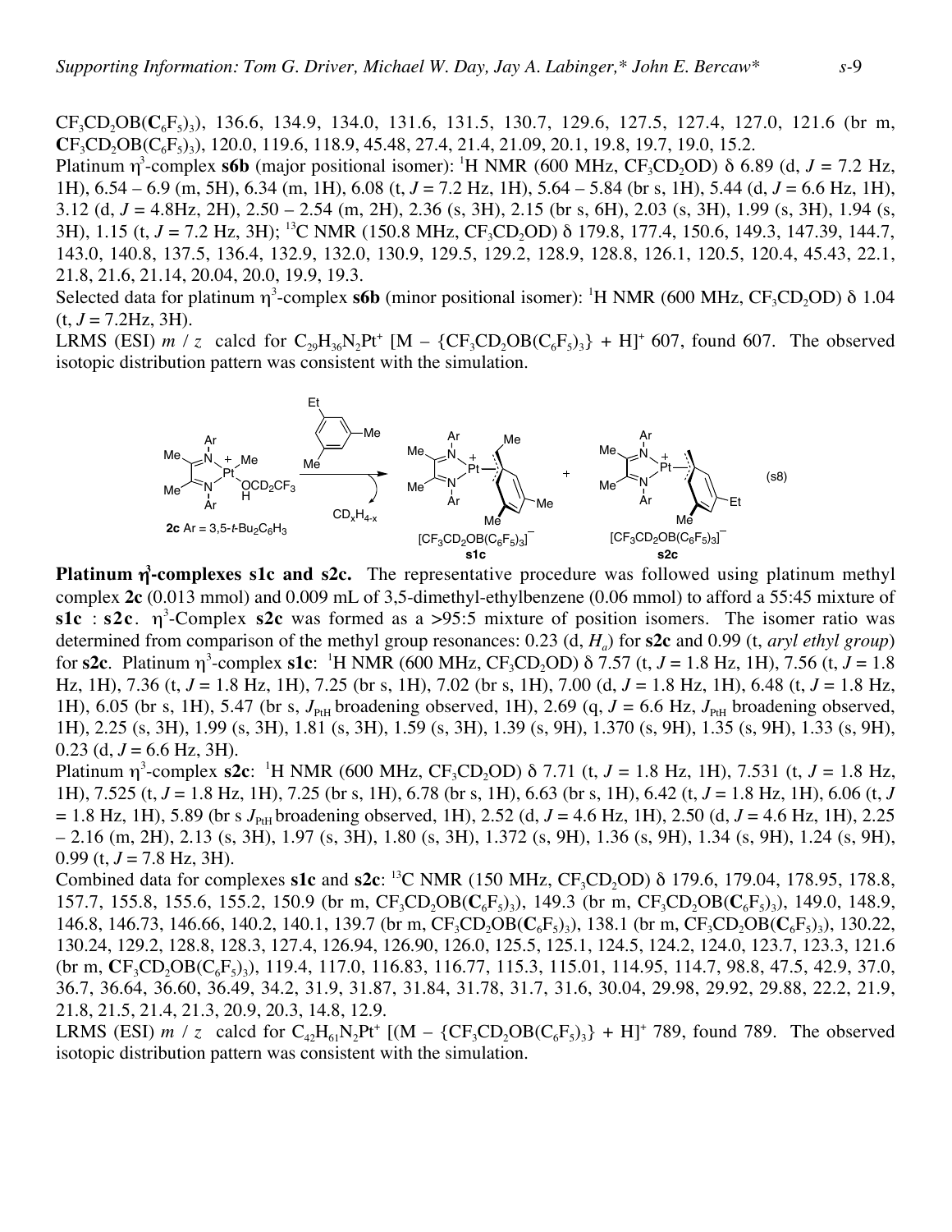$CF_3CD_2OB(\mathbf{C}_6F_5)_3$), 136.6, 134.9, 134.0, 131.6, 131.5, 130.7, 129.6, 127.5, 127.4, 127.0, 121.6 (br m, $\mathbf{C}F_3CD_2OB(C_6F_5)_3$), 120.0, 119.6, 118.9, 45.48, 27.4, 21.4, 21.09, 20.1, 19.8, 19.7, 19.0, 15.2.

Platinum $\eta^3$-complex **s6b** (major positional isomer): $^1$H NMR (600 MHz, $CF_3CD_2OD$) δ 6.89 (d, $J$ = 7.2 Hz, 1H), 6.54 – 6.9 (m, 5H), 6.34 (m, 1H), 6.08 (t, $J$ = 7.2 Hz, 1H), 5.64 – 5.84 (br s, 1H), 5.44 (d, $J$ = 6.6 Hz, 1H), 3.12 (d, $J$ = 4.8Hz, 2H), 2.50 – 2.54 (m, 2H), 2.36 (s, 3H), 2.15 (br s, 6H), 2.03 (s, 3H), 1.99 (s, 3H), 1.94 (s, 3H), 1.15 (t, $J$ = 7.2 Hz, 3H); $^{13}$C NMR (150.8 MHz, $CF_3CD_2OD$) δ 179.8, 177.4, 150.6, 149.3, 147.39, 144.7, 143.0, 140.8, 137.5, 136.4, 132.9, 132.0, 130.9, 129.5, 129.2, 128.9, 128.8, 126.1, 120.5, 120.4, 45.43, 22.1, 21.8, 21.6, 21.14, 20.04, 20.0, 19.9, 19.3.

Selected data for platinum $\eta^3$-complex **s6b** (minor positional isomer): $^1$H NMR (600 MHz, $CF_3CD_2OD$) δ 1.04 (t, $J$ = 7.2Hz, 3H).

LRMS (ESI) $m$ / $z$ calcd for $C_{29}H_{36}N_2Pt^+$ [M – {$CF_3CD_2OB(C_6F_5)_3$} + H]$^+$ 607, found 607. The observed isotopic distribution pattern was consistent with the simulation.

**Platinum $\eta^3$-complexes s1c and s2c.** The representative procedure was followed using platinum methyl complex **2c** (0.013 mmol) and 0.009 mL of 3,5-dimethyl-ethylbenzene (0.06 mmol) to afford a 55:45 mixture of **s1c** : **s2c**. $\eta^3$-Complex **s2c** was formed as a >95:5 mixture of position isomers. The isomer ratio was determined from comparison of the methyl group resonances: 0.23 (d, $H_a$) for **s2c** and 0.99 (t, *aryl ethyl group*) for **s2c**. Platinum $\eta^3$-complex **s1c**: $^1$H NMR (600 MHz, $CF_3CD_2OD$) δ 7.57 (t, $J$ = 1.8 Hz, 1H), 7.56 (t, $J$ = 1.8 Hz, 1H), 7.36 (t, $J$ = 1.8 Hz, 1H), 7.25 (br s, 1H), 7.02 (br s, 1H), 7.00 (d, $J$ = 1.8 Hz, 1H), 6.48 (t, $J$ = 1.8 Hz, 1H), 6.05 (br s, 1H), 5.47 (br s, $J_{PtH}$ broadening observed, 1H), 2.69 (q, $J$ = 6.6 Hz, $J_{PtH}$ broadening observed, 1H), 2.25 (s, 3H), 1.99 (s, 3H), 1.81 (s, 3H), 1.59 (s, 3H), 1.39 (s, 9H), 1.370 (s, 9H), 1.35 (s, 9H), 1.33 (s, 9H), 0.23 (d, $J$ = 6.6 Hz, 3H).

Platinum $\eta^3$-complex **s2c**: $^1$H NMR (600 MHz, $CF_3CD_2OD$) δ 7.71 (t, $J$ = 1.8 Hz, 1H), 7.531 (t, $J$ = 1.8 Hz, 1H), 7.525 (t, $J$ = 1.8 Hz, 1H), 7.25 (br s, 1H), 6.78 (br s, 1H), 6.63 (br s, 1H), 6.42 (t, $J$ = 1.8 Hz, 1H), 6.06 (t, $J$ = 1.8 Hz, 1H), 5.89 (br s $J_{PtH}$ broadening observed, 1H), 2.52 (d, $J$ = 4.6 Hz, 1H), 2.50 (d, $J$ = 4.6 Hz, 1H), 2.25 – 2.16 (m, 2H), 2.13 (s, 3H), 1.97 (s, 3H), 1.80 (s, 3H), 1.372 (s, 9H), 1.36 (s, 9H), 1.34 (s, 9H), 1.24 (s, 9H), 0.99 (t, $J$ = 7.8 Hz, 3H).

Combined data for complexes **s1c** and **s2c**: $^{13}$C NMR (150 MHz, $CF_3CD_2OD$) δ 179.6, 179.04, 178.95, 178.8, 157.7, 155.8, 155.6, 155.2, 150.9 (br m, $CF_3CD_2OB(\mathbf{C}_6F_5)_3$), 149.3 (br m, $CF_3CD_2OB(\mathbf{C}_6F_5)_3$), 149.0, 148.9, 146.8, 146.73, 146.66, 140.2, 140.1, 139.7 (br m, $CF_3CD_2OB(\mathbf{C}_6F_5)_3$), 138.1 (br m, $CF_3CD_2OB(\mathbf{C}_6F_5)_3$), 130.22, 130.24, 129.2, 128.8, 128.3, 127.4, 126.94, 126.90, 126.0, 125.5, 125.1, 124.5, 124.2, 124.0, 123.7, 123.3, 121.6 (br m, $\mathbf{C}F_3CD_2OB(C_6F_5)_3$), 119.4, 117.0, 116.83, 116.77, 115.3, 115.01, 114.95, 114.7, 98.8, 47.5, 42.9, 37.0, 36.7, 36.64, 36.60, 36.49, 34.2, 31.9, 31.87, 31.84, 31.78, 31.7, 31.6, 30.04, 29.98, 29.92, 29.88, 22.2, 21.9, 21.8, 21.5, 21.4, 21.3, 20.9, 20.3, 14.8, 12.9.

LRMS (ESI) $m$ / $z$ calcd for $C_{42}H_{61}N_2Pt^+$ [(M – {$CF_3CD_2OB(C_6F_5)_3$} + H]$^+$ 789, found 789. The observed isotopic distribution pattern was consistent with the simulation.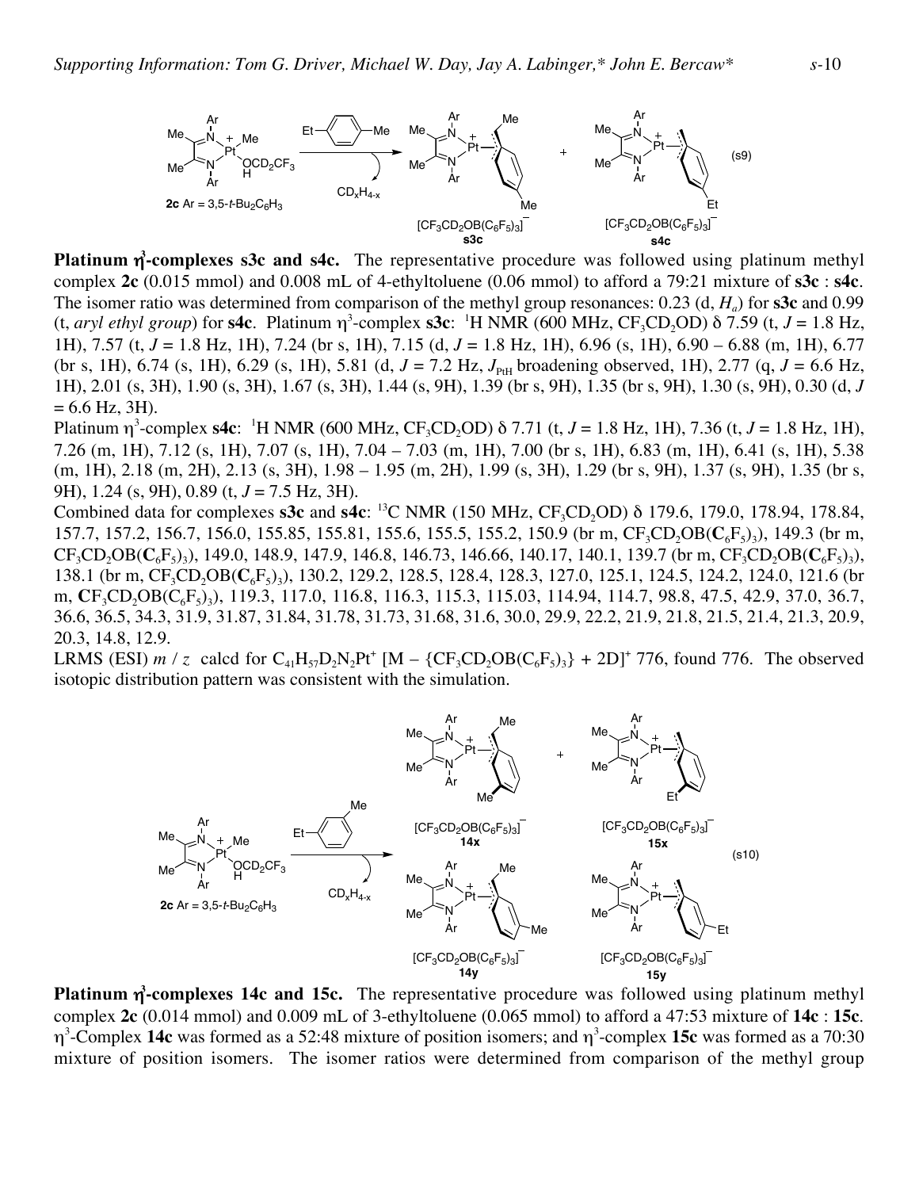**Platinum η³-complexes s3c and s4c.** The representative procedure was followed using platinum methyl complex **2c** (0.015 mmol) and 0.008 mL of 4-ethyltoluene (0.06 mmol) to afford a 79:21 mixture of **s3c** : **s4c**. The isomer ratio was determined from comparison of the methyl group resonances: 0.23 (d, $H_a$) for **s3c** and 0.99 (t, *aryl ethyl group*) for **s4c**. Platinum η³-complex **s3c**: ¹H NMR (600 MHz, $CF_3CD_2OD$) δ 7.59 (t, *J* = 1.8 Hz, 1H), 7.57 (t, *J* = 1.8 Hz, 1H), 7.24 (br s, 1H), 7.15 (d, *J* = 1.8 Hz, 1H), 6.96 (s, 1H), 6.90 – 6.88 (m, 1H), 6.77 (br s, 1H), 6.74 (s, 1H), 6.29 (s, 1H), 5.81 (d, *J* = 7.2 Hz, $J_{PtH}$ broadening observed, 1H), 2.77 (q, *J* = 6.6 Hz, 1H), 2.01 (s, 3H), 1.90 (s, 3H), 1.67 (s, 3H), 1.44 (s, 9H), 1.39 (br s, 9H), 1.35 (br s, 9H), 1.30 (s, 9H), 0.30 (d, *J* = 6.6 Hz, 3H).

Platinum η³-complex **s4c**: ¹H NMR (600 MHz, $CF_3CD_2OD$) δ 7.71 (t, *J* = 1.8 Hz, 1H), 7.36 (t, *J* = 1.8 Hz, 1H), 7.26 (m, 1H), 7.12 (s, 1H), 7.07 (s, 1H), 7.04 – 7.03 (m, 1H), 7.00 (br s, 1H), 6.83 (m, 1H), 6.41 (s, 1H), 5.38 (m, 1H), 2.18 (m, 2H), 2.13 (s, 3H), 1.98 – 1.95 (m, 2H), 1.99 (s, 3H), 1.29 (br s, 9H), 1.37 (s, 9H), 1.35 (br s, 9H), 1.24 (s, 9H), 0.89 (t, *J* = 7.5 Hz, 3H).

Combined data for complexes **s3c** and **s4c**: ¹³C NMR (150 MHz, $CF_3CD_2OD$) δ 179.6, 179.0, 178.94, 178.84, 157.7, 157.2, 156.7, 156.0, 155.85, 155.81, 155.6, 155.5, 155.2, 150.9 (br m, $CF_3CD_2OB(\mathbf{C}_6F_5)_3$), 149.3 (br m, $CF_3CD_2OB(\mathbf{C}_6F_5)_3$), 149.0, 148.9, 147.9, 146.8, 146.73, 146.66, 140.17, 140.1, 139.7 (br m, $CF_3CD_2OB(\mathbf{C}_6F_5)_3$), 138.1 (br m, $CF_3CD_2OB(\mathbf{C}_6F_5)_3$), 130.2, 129.2, 128.5, 128.4, 128.3, 127.0, 125.1, 124.5, 124.2, 124.0, 121.6 (br m, $\mathbf{C}F_3CD_2OB(C_6F_5)_3$), 119.3, 117.0, 116.8, 116.3, 115.3, 115.03, 114.94, 114.7, 98.8, 47.5, 42.9, 37.0, 36.7, 36.6, 36.5, 34.3, 31.9, 31.87, 31.84, 31.78, 31.73, 31.68, 31.6, 30.0, 29.9, 22.2, 21.9, 21.8, 21.5, 21.4, 21.3, 20.9, 20.3, 14.8, 12.9.

LRMS (ESI) *m* / *z* calcd for $C_{41}H_{57}D_2N_2Pt^+$ [M – {$CF_3CD_2OB(C_6F_5)_3$} + 2D]⁺ 776, found 776. The observed isotopic distribution pattern was consistent with the simulation.

**Platinum η³-complexes 14c and 15c.** The representative procedure was followed using platinum methyl complex **2c** (0.014 mmol) and 0.009 mL of 3-ethyltoluene (0.065 mmol) to afford a 47:53 mixture of **14c** : **15c**. η³-Complex **14c** was formed as a 52:48 mixture of position isomers; and η³-complex **15c** was formed as a 70:30 mixture of position isomers. The isomer ratios were determined from comparison of the methyl group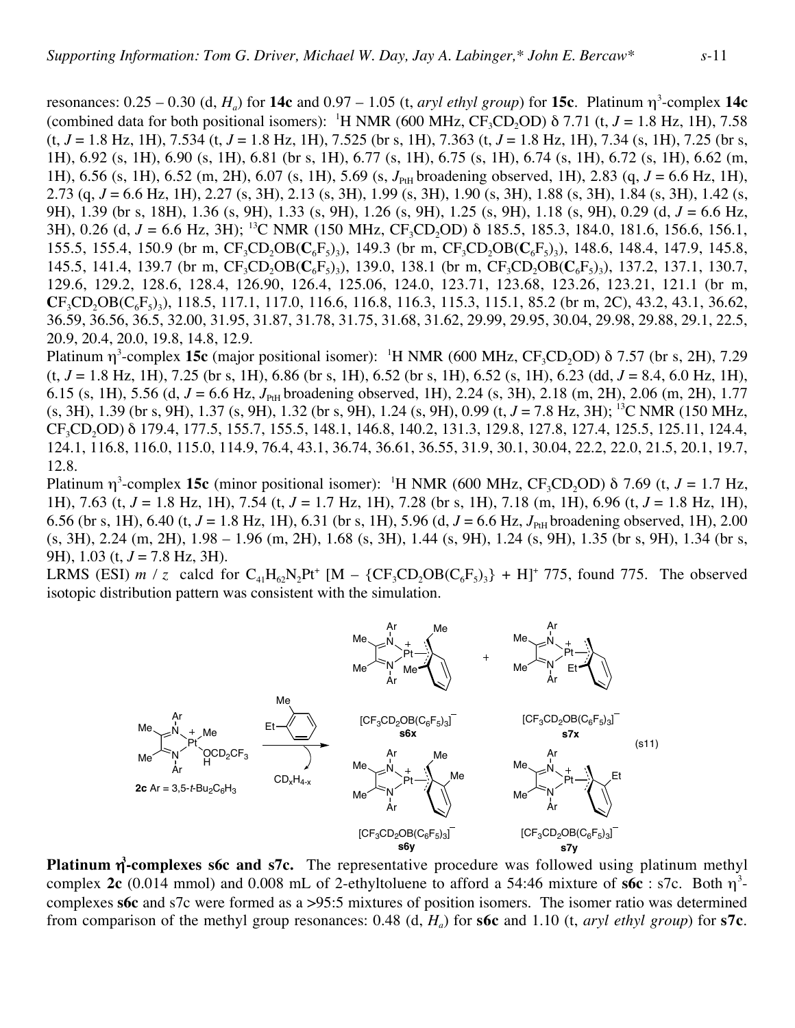resonances: 0.25 – 0.30 (d, $H_a$) for **14c** and 0.97 – 1.05 (t, *aryl ethyl group*) for **15c**. Platinum $\eta^3$-complex **14c** (combined data for both positional isomers): $^1$H NMR (600 MHz, $CF_3CD_2OD$) δ 7.71 (t, *J* = 1.8 Hz, 1H), 7.58 (t, *J* = 1.8 Hz, 1H), 7.534 (t, *J* = 1.8 Hz, 1H), 7.525 (br s, 1H), 7.363 (t, *J* = 1.8 Hz, 1H), 7.34 (s, 1H), 7.25 (br s, 1H), 6.92 (s, 1H), 6.90 (s, 1H), 6.81 (br s, 1H), 6.77 (s, 1H), 6.75 (s, 1H), 6.74 (s, 1H), 6.72 (s, 1H), 6.62 (m, 1H), 6.56 (s, 1H), 6.52 (m, 2H), 6.07 (s, 1H), 5.69 (s, $J_{PtH}$ broadening observed, 1H), 2.83 (q, *J* = 6.6 Hz, 1H), 2.73 (q, *J* = 6.6 Hz, 1H), 2.27 (s, 3H), 2.13 (s, 3H), 1.99 (s, 3H), 1.90 (s, 3H), 1.88 (s, 3H), 1.84 (s, 3H), 1.42 (s, 9H), 1.39 (br s, 18H), 1.36 (s, 9H), 1.33 (s, 9H), 1.26 (s, 9H), 1.25 (s, 9H), 1.18 (s, 9H), 0.29 (d, *J* = 6.6 Hz, 3H), 0.26 (d, *J* = 6.6 Hz, 3H); $^{13}$C NMR (150 MHz, $CF_3CD_2OD$) δ 185.5, 185.3, 184.0, 181.6, 156.6, 156.1, 155.5, 155.4, 150.9 (br m, $CF_3CD_2OB(\mathbf{C}_6F_5)_3$), 149.3 (br m, $CF_3CD_2OB(\mathbf{C}_6F_5)_3$), 148.6, 148.4, 147.9, 145.8, 145.5, 141.4, 139.7 (br m, $CF_3CD_2OB(\mathbf{C}_6F_5)_3$), 139.0, 138.1 (br m, $CF_3CD_2OB(\mathbf{C}_6F_5)_3$), 137.2, 137.1, 130.7, 129.6, 129.2, 128.6, 128.4, 126.90, 126.4, 125.06, 124.0, 123.71, 123.68, 123.26, 123.21, 121.1 (br m, $\mathbf{C}F_3CD_2OB(C_6F_5)_3$), 118.5, 117.1, 117.0, 116.6, 116.8, 116.3, 115.3, 115.1, 85.2 (br m, 2C), 43.2, 43.1, 36.62, 36.59, 36.56, 36.5, 32.00, 31.95, 31.87, 31.78, 31.75, 31.68, 31.62, 29.99, 29.95, 30.04, 29.98, 29.88, 29.1, 22.5, 20.9, 20.4, 20.0, 19.8, 14.8, 12.9.

Platinum $\eta^3$-complex **15c** (major positional isomer): $^1$H NMR (600 MHz, $CF_3CD_2OD$) δ 7.57 (br s, 2H), 7.29 (t, *J* = 1.8 Hz, 1H), 7.25 (br s, 1H), 6.86 (br s, 1H), 6.52 (br s, 1H), 6.52 (s, 1H), 6.23 (dd, *J* = 8.4, 6.0 Hz, 1H), 6.15 (s, 1H), 5.56 (d, *J* = 6.6 Hz, $J_{PtH}$ broadening observed, 1H), 2.24 (s, 3H), 2.18 (m, 2H), 2.06 (m, 2H), 1.77 (s, 3H), 1.39 (br s, 9H), 1.37 (s, 9H), 1.32 (br s, 9H), 1.24 (s, 9H), 0.99 (t, *J* = 7.8 Hz, 3H); $^{13}$C NMR (150 MHz, $CF_3CD_2OD$) δ 179.4, 177.5, 155.7, 155.5, 148.1, 146.8, 140.2, 131.3, 129.8, 127.8, 127.4, 125.5, 125.11, 124.4, 124.1, 116.8, 116.0, 115.0, 114.9, 76.4, 43.1, 36.74, 36.61, 36.55, 31.9, 30.1, 30.04, 22.2, 22.0, 21.5, 20.1, 19.7, 12.8.

Platinum $\eta^3$-complex **15c** (minor positional isomer): $^1$H NMR (600 MHz, $CF_3CD_2OD$) δ 7.69 (t, *J* = 1.7 Hz, 1H), 7.63 (t, *J* = 1.8 Hz, 1H), 7.54 (t, *J* = 1.7 Hz, 1H), 7.28 (br s, 1H), 7.18 (m, 1H), 6.96 (t, *J* = 1.8 Hz, 1H), 6.56 (br s, 1H), 6.40 (t, *J* = 1.8 Hz, 1H), 6.31 (br s, 1H), 5.96 (d, *J* = 6.6 Hz, $J_{PtH}$ broadening observed, 1H), 2.00 (s, 3H), 2.24 (m, 2H), 1.98 – 1.96 (m, 2H), 1.68 (s, 3H), 1.44 (s, 9H), 1.24 (s, 9H), 1.35 (br s, 9H), 1.34 (br s, 9H), 1.03 (t, *J* = 7.8 Hz, 3H).

LRMS (ESI) *m* / *z* calcd for $C_{41}H_{62}N_2Pt^+$ [M – {$CF_3CD_2OB(C_6F_5)_3$} + H]$^+$ 775, found 775. The observed isotopic distribution pattern was consistent with the simulation.

**2c** Ar = 3,5-*t*-$Bu_2C_6H_3$; 2-ethyltoluene; $CD_xH_{4-x}$; **s6x**, **s7x**, **s6y**, **s7y** $[CF_3CD_2OB(C_6F_5)_3]^-$ (s11)

**Platinum $\eta^3$-complexes s6c and s7c.** The representative procedure was followed using platinum methyl complex **2c** (0.014 mmol) and 0.008 mL of 2-ethyltoluene to afford a 54:46 mixture of **s6c** : s7c. Both $\eta^3$-complexes **s6c** and s7c were formed as a >95:5 mixtures of position isomers. The isomer ratio was determined from comparison of the methyl group resonances: 0.48 (d, $H_a$) for **s6c** and 1.10 (t, *aryl ethyl group*) for **s7c**.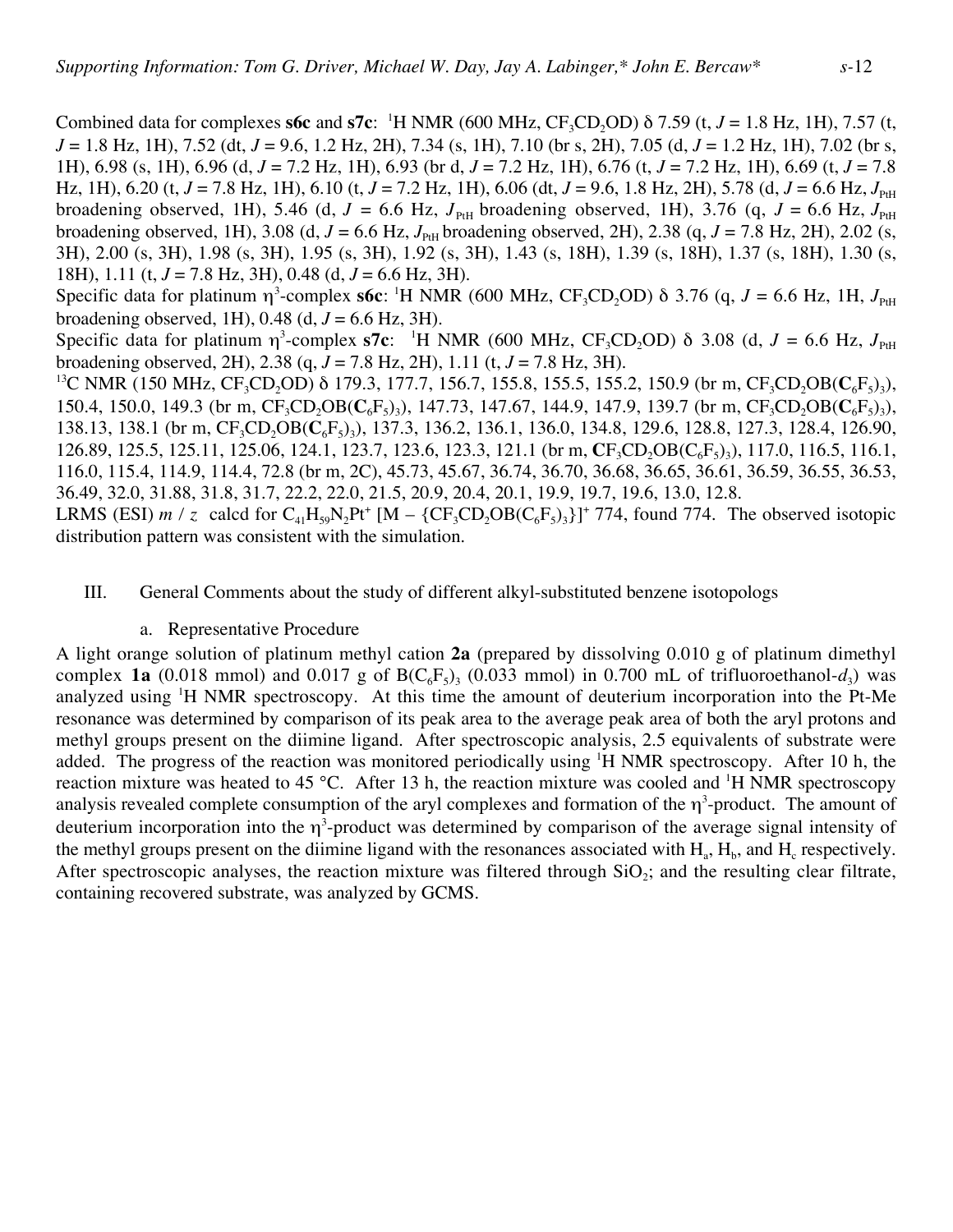Combined data for complexes **s6c** and **s7c**: $^1$H NMR (600 MHz, $CF_3CD_2OD$) δ 7.59 (t, *J* = 1.8 Hz, 1H), 7.57 (t, *J* = 1.8 Hz, 1H), 7.52 (dt, *J* = 9.6, 1.2 Hz, 2H), 7.34 (s, 1H), 7.10 (br s, 2H), 7.05 (d, *J* = 1.2 Hz, 1H), 7.02 (br s, 1H), 6.98 (s, 1H), 6.96 (d, *J* = 7.2 Hz, 1H), 6.93 (br d, *J* = 7.2 Hz, 1H), 6.76 (t, *J* = 7.2 Hz, 1H), 6.69 (t, *J* = 7.8 Hz, 1H), 6.20 (t, *J* = 7.8 Hz, 1H), 6.10 (t, *J* = 7.2 Hz, 1H), 6.06 (dt, *J* = 9.6, 1.8 Hz, 2H), 5.78 (d, *J* = 6.6 Hz, $J_{PtH}$ broadening observed, 1H), 5.46 (d, *J* = 6.6 Hz, $J_{PtH}$ broadening observed, 1H), 3.76 (q, *J* = 6.6 Hz, $J_{PtH}$ broadening observed, 1H), 3.08 (d, *J* = 6.6 Hz, $J_{PtH}$ broadening observed, 2H), 2.38 (q, *J* = 7.8 Hz, 2H), 2.02 (s, 3H), 2.00 (s, 3H), 1.98 (s, 3H), 1.95 (s, 3H), 1.92 (s, 3H), 1.43 (s, 18H), 1.39 (s, 18H), 1.37 (s, 18H), 1.30 (s, 18H), 1.11 (t, *J* = 7.8 Hz, 3H), 0.48 (d, *J* = 6.6 Hz, 3H).

Specific data for platinum $\eta^3$-complex **s6c**: $^1$H NMR (600 MHz, $CF_3CD_2OD$) δ 3.76 (q, *J* = 6.6 Hz, 1H, $J_{PtH}$ broadening observed, 1H), 0.48 (d, *J* = 6.6 Hz, 3H).

Specific data for platinum $\eta^3$-complex **s7c**: $^1$H NMR (600 MHz, $CF_3CD_2OD$) δ 3.08 (d, *J* = 6.6 Hz, $J_{PtH}$ broadening observed, 2H), 2.38 (q, *J* = 7.8 Hz, 2H), 1.11 (t, *J* = 7.8 Hz, 3H).

$^{13}$C NMR (150 MHz, $CF_3CD_2OD$) δ 179.3, 177.7, 156.7, 155.8, 155.5, 155.2, 150.9 (br m, $CF_3CD_2OB(\mathbf{C}_6F_5)_3$), 150.4, 150.0, 149.3 (br m, $CF_3CD_2OB(\mathbf{C}_6F_5)_3$), 147.73, 147.67, 144.9, 147.9, 139.7 (br m, $CF_3CD_2OB(\mathbf{C}_6F_5)_3$), 138.13, 138.1 (br m, $CF_3CD_2OB(\mathbf{C}_6F_5)_3$), 137.3, 136.2, 136.1, 136.0, 134.8, 129.6, 128.8, 127.3, 128.4, 126.90, 126.89, 125.5, 125.11, 125.06, 124.1, 123.7, 123.6, 123.3, 121.1 (br m, $\mathbf{C}F_3CD_2OB(C_6F_5)_3$), 117.0, 116.5, 116.1, 116.0, 115.4, 114.9, 114.4, 72.8 (br m, 2C), 45.73, 45.67, 36.74, 36.70, 36.68, 36.65, 36.61, 36.59, 36.55, 36.53, 36.49, 32.0, 31.88, 31.8, 31.7, 22.2, 22.0, 21.5, 20.9, 20.4, 20.1, 19.9, 19.7, 19.6, 13.0, 12.8.

LRMS (ESI) *m* / *z* calcd for $C_{41}H_{59}N_2Pt^+$ $[M - \{CF_3CD_2OB(C_6F_5)_3\}]^+$ 774, found 774. The observed isotopic distribution pattern was consistent with the simulation.

## III. General Comments about the study of different alkyl-substituted benzene isotopologs

### a. Representative Procedure

A light orange solution of platinum methyl cation **2a** (prepared by dissolving 0.010 g of platinum dimethyl complex **1a** (0.018 mmol) and 0.017 g of $B(C_6F_5)_3$ (0.033 mmol) in 0.700 mL of trifluoroethanol-$d_3$) was analyzed using $^1$H NMR spectroscopy. At this time the amount of deuterium incorporation into the Pt-Me resonance was determined by comparison of its peak area to the average peak area of both the aryl protons and methyl groups present on the diimine ligand. After spectroscopic analysis, 2.5 equivalents of substrate were added. The progress of the reaction was monitored periodically using $^1$H NMR spectroscopy. After 10 h, the reaction mixture was heated to 45 °C. After 13 h, the reaction mixture was cooled and $^1$H NMR spectroscopy analysis revealed complete consumption of the aryl complexes and formation of the $\eta^3$-product. The amount of deuterium incorporation into the $\eta^3$-product was determined by comparison of the average signal intensity of the methyl groups present on the diimine ligand with the resonances associated with $H_a$, $H_b$, and $H_c$ respectively. After spectroscopic analyses, the reaction mixture was filtered through $SiO_2$; and the resulting clear filtrate, containing recovered substrate, was analyzed by GCMS.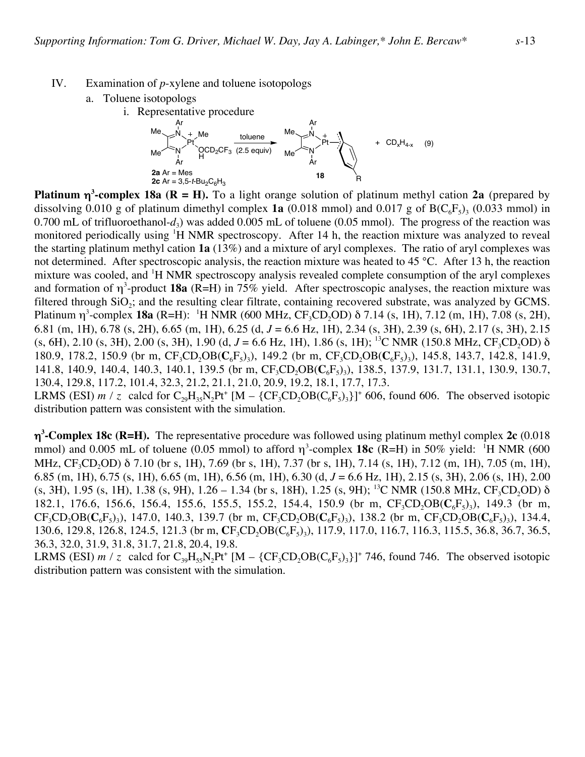IV. Examination of *p*-xylene and toluene isotopologs

a. Toluene isotopologs

i. Representative procedure

$$\text{2a/2c} \xrightarrow[\text{(2.5 equiv)}]{\text{toluene}} \mathbf{18} + CD_xH_{4-x} \quad (9)$$

**2a** Ar = Mes
**2c** Ar = 3,5-*t*-$Bu_2C_6H_3$

**Platinum $\eta^3$-complex 18a (R = H).** To a light orange solution of platinum methyl cation **2a** (prepared by dissolving 0.010 g of platinum dimethyl complex **1a** (0.018 mmol) and 0.017 g of $B(C_6F_5)_3$ (0.033 mmol) in 0.700 mL of trifluoroethanol-$d_3$) was added 0.005 mL of toluene (0.05 mmol). The progress of the reaction was monitored periodically using $^1$H NMR spectroscopy. After 14 h, the reaction mixture was analyzed to reveal the starting platinum methyl cation **1a** (13%) and a mixture of aryl complexes. The ratio of aryl complexes was not determined. After spectroscopic analysis, the reaction mixture was heated to 45 °C. After 13 h, the reaction mixture was cooled, and $^1$H NMR spectroscopy analysis revealed complete consumption of the aryl complexes and formation of $\eta^3$-product **18a** (R=H) in 75% yield. After spectroscopic analyses, the reaction mixture was filtered through $SiO_2$; and the resulting clear filtrate, containing recovered substrate, was analyzed by GCMS. Platinum $\eta^3$-complex **18a** (R=H): $^1$H NMR (600 MHz, $CF_3CD_2OD$) δ 7.14 (s, 1H), 7.12 (m, 1H), 7.08 (s, 2H), 6.81 (m, 1H), 6.78 (s, 2H), 6.65 (m, 1H), 6.25 (d, $J$ = 6.6 Hz, 1H), 2.34 (s, 3H), 2.39 (s, 6H), 2.17 (s, 3H), 2.15 (s, 6H), 2.10 (s, 3H), 2.00 (s, 3H), 1.90 (d, $J$ = 6.6 Hz, 1H), 1.86 (s, 1H); $^{13}$C NMR (150.8 MHz, $CF_3CD_2OD$) δ 180.9, 178.2, 150.9 (br m, $CF_3CD_2OB(\mathbf{C}_6F_5)_3$), 149.2 (br m, $CF_3CD_2OB(\mathbf{C}_6F_5)_3$), 145.8, 143.7, 142.8, 141.9, 141.8, 140.9, 140.4, 140.3, 140.1, 139.5 (br m, $CF_3CD_2OB(\mathbf{C}_6F_5)_3$), 138.5, 137.9, 131.7, 131.1, 130.9, 130.7, 130.4, 129.8, 117.2, 101.4, 32.3, 21.2, 21.1, 21.0, 20.9, 19.2, 18.1, 17.7, 17.3.
LRMS (ESI) *m / z* calcd for $C_{29}H_{35}N_2Pt^+$ $[M - \{CF_3CD_2OB(C_6F_5)_3\}]^+$ 606, found 606. The observed isotopic distribution pattern was consistent with the simulation.

**$\eta^3$-Complex 18c (R=H).** The representative procedure was followed using platinum methyl complex **2c** (0.018 mmol) and 0.005 mL of toluene (0.05 mmol) to afford $\eta^3$-complex **18c** (R=H) in 50% yield: $^1$H NMR (600 MHz, $CF_3CD_2OD$) δ 7.10 (br s, 1H), 7.69 (br s, 1H), 7.37 (br s, 1H), 7.14 (s, 1H), 7.12 (m, 1H), 7.05 (m, 1H), 6.85 (m, 1H), 6.75 (s, 1H), 6.65 (m, 1H), 6.56 (m, 1H), 6.30 (d, $J$ = 6.6 Hz, 1H), 2.15 (s, 3H), 2.06 (s, 1H), 2.00 (s, 3H), 1.95 (s, 1H), 1.38 (s, 9H), 1.26 – 1.34 (br s, 18H), 1.25 (s, 9H); $^{13}$C NMR (150.8 MHz, $CF_3CD_2OD$) δ 182.1, 176.6, 156.6, 156.4, 155.6, 155.5, 155.2, 154.4, 150.9 (br m, $CF_3CD_2OB(\mathbf{C}_6F_5)_3$), 149.3 (br m, $CF_3CD_2OB(\mathbf{C}_6F_5)_3$), 147.0, 140.3, 139.7 (br m, $CF_3CD_2OB(\mathbf{C}_6F_5)_3$), 138.2 (br m, $CF_3CD_2OB(\mathbf{C}_6F_5)_3$), 134.4, 130.6, 129.8, 126.8, 124.5, 121.3 (br m, $\mathbf{C}F_3CD_2OB(C_6F_5)_3$), 117.9, 117.0, 116.7, 116.3, 115.5, 36.8, 36.7, 36.5, 36.3, 32.0, 31.9, 31.8, 31.7, 21.8, 20.4, 19.8.
LRMS (ESI) *m / z* calcd for $C_{39}H_{55}N_2Pt^+$ $[M - \{CF_3CD_2OB(C_6F_5)_3\}]^+$ 746, found 746. The observed isotopic distribution pattern was consistent with the simulation.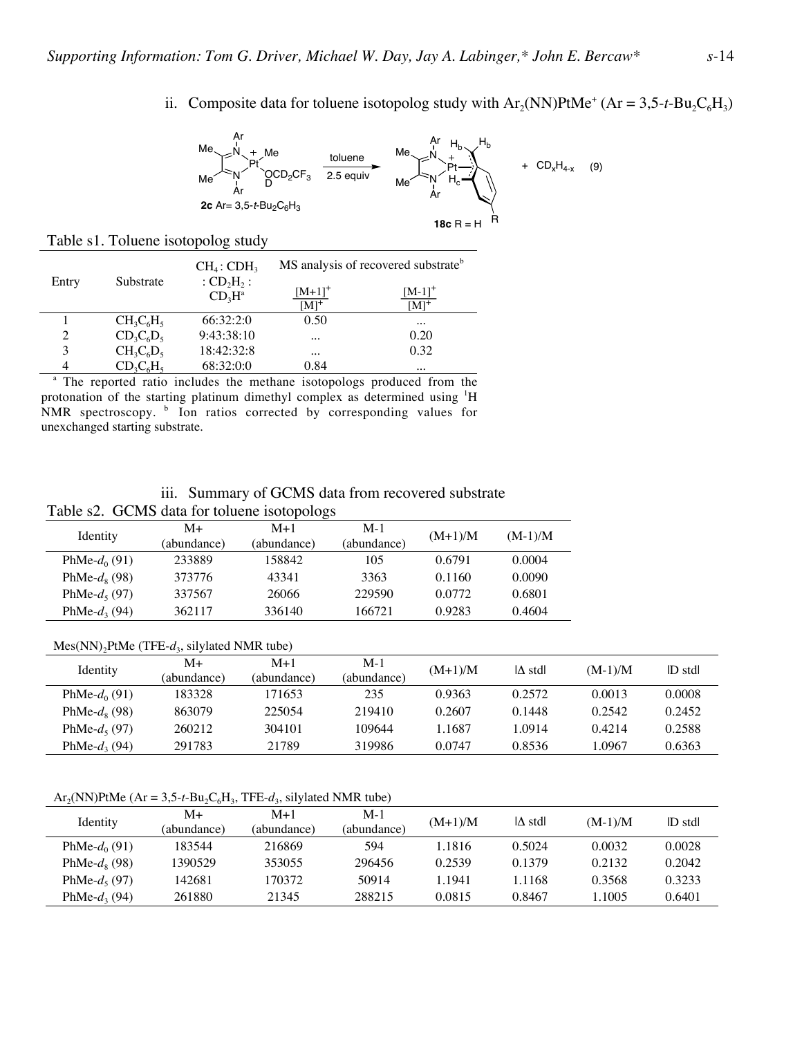ii. Composite data for toluene isotopolog study with $Ar_2(NN)PtMe^+$ (Ar = 3,5-*t*-$Bu_2C_6H_3$)

**2c** Ar= 3,5-*t*-$Bu_2C_6H_3$ $\xrightarrow[\text{2.5 equiv}]{\text{toluene}}$ **18c** R = H + $CD_xH_{4-x}$ (9)

Table s1. Toluene isotopolog study

| Entry | Substrate | $CH_4 : CDH_3 : CD_2H_2 : CD_3H$[a] | MS analysis of recovered substrate[b] | |
|---|---|---|---|---|
| | | | $[M+1]^+/[M]^+$ | $[M-1]^+/[M]^+$ |
| 1 | $CH_3C_6H_5$ | 66:32:2:0 | 0.50 | ... |
| 2 | $CD_3C_6D_5$ | 9:43:38:10 | ... | 0.20 |
| 3 | $CH_3C_6D_5$ | 18:42:32:8 | ... | 0.32 |
| 4 | $CD_3C_6H_5$ | 68:32:0:0 | 0.84 | ... |

[a] The reported ratio includes the methane isotopologs produced from the protonation of the starting platinum dimethyl complex as determined using $^1H$ NMR spectroscopy. [b] Ion ratios corrected by corresponding values for unexchanged starting substrate.

iii. Summary of GCMS data from recovered substrate

Table s2. GCMS data for toluene isotopologs

| Identity | M+ (abundance) | M+1 (abundance) | M-1 (abundance) | (M+1)/M | (M-1)/M |
|---|---|---|---|---|---|
| PhMe-$d_0$ (91) | 233889 | 158842 | 105 | 0.6791 | 0.0004 |
| PhMe-$d_8$ (98) | 373776 | 43341 | 3363 | 0.1160 | 0.0090 |
| PhMe-$d_5$ (97) | 337567 | 26066 | 229590 | 0.0772 | 0.6801 |
| PhMe-$d_3$ (94) | 362117 | 336140 | 166721 | 0.9283 | 0.4604 |

$Mes(NN)_2PtMe$ (TFE-$d_3$, silylated NMR tube)

| Identity | M+ (abundance) | M+1 (abundance) | M-1 (abundance) | (M+1)/M | \|Δ std\| | (M-1)/M | \|D std\| |
|---|---|---|---|---|---|---|---|
| PhMe-$d_0$ (91) | 183328 | 171653 | 235 | 0.9363 | 0.2572 | 0.0013 | 0.0008 |
| PhMe-$d_8$ (98) | 863079 | 225054 | 219410 | 0.2607 | 0.1448 | 0.2542 | 0.2452 |
| PhMe-$d_5$ (97) | 260212 | 304101 | 109644 | 1.1687 | 1.0914 | 0.4214 | 0.2588 |
| PhMe-$d_3$ (94) | 291783 | 21789 | 319986 | 0.0747 | 0.8536 | 1.0967 | 0.6363 |

$Ar_2(NN)PtMe$ (Ar = 3,5-*t*-$Bu_2C_6H_3$, TFE-$d_3$, silylated NMR tube)

| Identity | M+ (abundance) | M+1 (abundance) | M-1 (abundance) | (M+1)/M | \|Δ std\| | (M-1)/M | \|D std\| |
|---|---|---|---|---|---|---|---|
| PhMe-$d_0$ (91) | 183544 | 216869 | 594 | 1.1816 | 0.5024 | 0.0032 | 0.0028 |
| PhMe-$d_8$ (98) | 1390529 | 353055 | 296456 | 0.2539 | 0.1379 | 0.2132 | 0.2042 |
| PhMe-$d_5$ (97) | 142681 | 170372 | 50914 | 1.1941 | 1.1168 | 0.3568 | 0.3233 |
| PhMe-$d_3$ (94) | 261880 | 21345 | 288215 | 0.0815 | 0.8467 | 1.1005 | 0.6401 |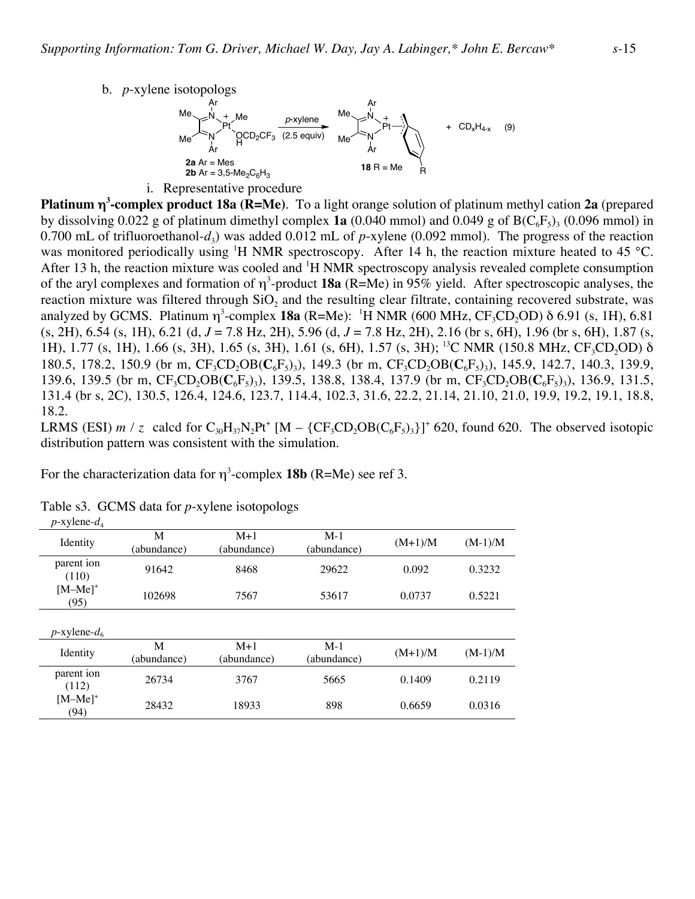b. *p*-xylene isotopologs

**2a** Ar = Mes
**2b** Ar = 3,5-$Me_2C_6H_3$

*p*-xylene (2.5 equiv)

**18** R = Me

+ $CD_xH_{4-x}$ (9)

i. Representative procedure

**Platinum $\eta^3$-complex product 18a (R=Me)**. To a light orange solution of platinum methyl cation **2a** (prepared by dissolving 0.022 g of platinum dimethyl complex **1a** (0.040 mmol) and 0.049 g of $B(C_6F_5)_3$ (0.096 mmol) in 0.700 mL of trifluoroethanol-$d_3$) was added 0.012 mL of *p*-xylene (0.092 mmol). The progress of the reaction was monitored periodically using $^1$H NMR spectroscopy. After 14 h, the reaction mixture heated to 45 °C. After 13 h, the reaction mixture was cooled and $^1$H NMR spectroscopy analysis revealed complete consumption of the aryl complexes and formation of $\eta^3$-product **18a** (R=Me) in 95% yield. After spectroscopic analyses, the reaction mixture was filtered through $SiO_2$ and the resulting clear filtrate, containing recovered substrate, was analyzed by GCMS. Platinum $\eta^3$-complex **18a** (R=Me): $^1$H NMR (600 MHz, $CF_3CD_2OD$) δ 6.91 (s, 1H), 6.81 (s, 2H), 6.54 (s, 1H), 6.21 (d, *J* = 7.8 Hz, 2H), 5.96 (d, *J* = 7.8 Hz, 2H), 2.16 (br s, 6H), 1.96 (br s, 6H), 1.87 (s, 1H), 1.77 (s, 1H), 1.66 (s, 3H), 1.65 (s, 3H), 1.61 (s, 6H), 1.57 (s, 3H); $^{13}$C NMR (150.8 MHz, $CF_3CD_2OD$) δ 180.5, 178.2, 150.9 (br m, $CF_3CD_2OB(C_6F_5)_3$), 149.3 (br m, $CF_3CD_2OB(\mathbf{C}_6F_5)_3$), 145.9, 142.7, 140.3, 139.9, 139.6, 139.5 (br m, $CF_3CD_2OB(\mathbf{C}_6F_5)_3$), 139.5, 138.8, 138.4, 137.9 (br m, $CF_3CD_2OB(\mathbf{C}_6F_5)_3$), 136.9, 131.5, 131.4 (br s, 2C), 130.5, 126.4, 124.6, 123.7, 114.4, 102.3, 31.6, 22.2, 21.14, 21.10, 21.0, 19.9, 19.2, 19.1, 18.8, 18.2.

LRMS (ESI) *m* / *z* calcd for $C_{30}H_{37}N_2Pt^+$ $[M - \{CF_3CD_2OB(C_6F_5)_3\}]^+$ 620, found 620. The observed isotopic distribution pattern was consistent with the simulation.

For the characterization data for $\eta^3$-complex **18b** (R=Me) see ref 3.

Table s3. GCMS data for *p*-xylene isotopologs

*p*-xylene-$d_4$

| Identity | M (abundance) | M+1 (abundance) | M-1 (abundance) | (M+1)/M | (M-1)/M |
|---|---|---|---|---|---|
| parent ion (110) | 91642 | 8468 | 29622 | 0.092 | 0.3232 |
| $[M–Me]^+$ (95) | 102698 | 7567 | 53617 | 0.0737 | 0.5221 |

*p*-xylene-$d_6$

| Identity | M (abundance) | M+1 (abundance) | M-1 (abundance) | (M+1)/M | (M-1)/M |
|---|---|---|---|---|---|
| parent ion (112) | 26734 | 3767 | 5665 | 0.1409 | 0.2119 |
| $[M–Me]^+$ (94) | 28432 | 18933 | 898 | 0.6659 | 0.0316 |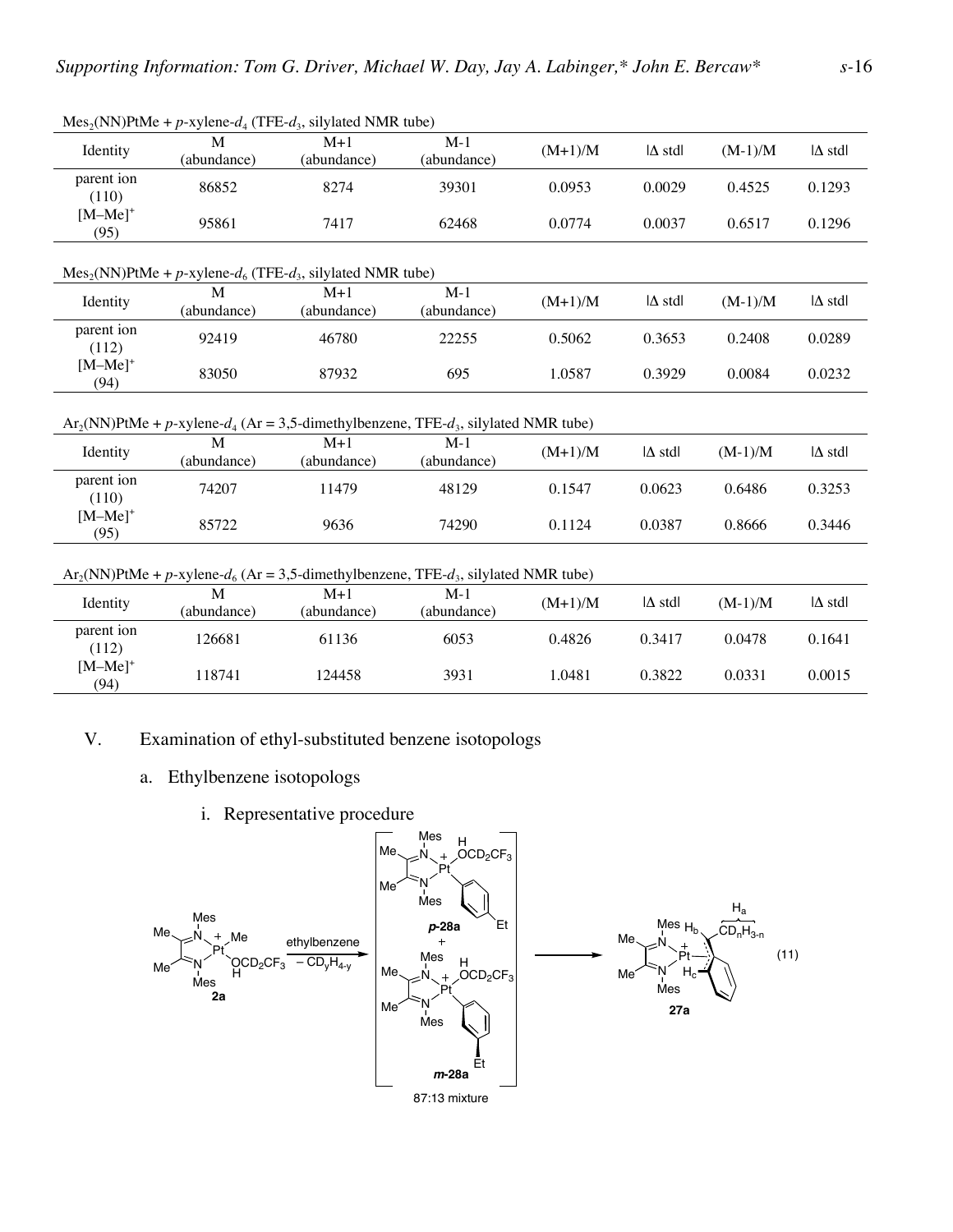$Mes_2(NN)PtMe$ + *p*-xylene-$d_4$ (TFE-$d_3$, silylated NMR tube)

| Identity | M (abundance) | M+1 (abundance) | M-1 (abundance) | (M+1)/M | \|Δ std\| | (M-1)/M | \|Δ std\| |
|---|---|---|---|---|---|---|---|
| parent ion (110) | 86852 | 8274 | 39301 | 0.0953 | 0.0029 | 0.4525 | 0.1293 |
| $[M–Me]^+$ (95) | 95861 | 7417 | 62468 | 0.0774 | 0.0037 | 0.6517 | 0.1296 |

$Mes_2(NN)PtMe$ + *p*-xylene-$d_6$ (TFE-$d_3$, silylated NMR tube)

| Identity | M (abundance) | M+1 (abundance) | M-1 (abundance) | (M+1)/M | \|Δ std\| | (M-1)/M | \|Δ std\| |
|---|---|---|---|---|---|---|---|
| parent ion (112) | 92419 | 46780 | 22255 | 0.5062 | 0.3653 | 0.2408 | 0.0289 |
| $[M–Me]^+$ (94) | 83050 | 87932 | 695 | 1.0587 | 0.3929 | 0.0084 | 0.0232 |

$Ar_2(NN)PtMe$ + *p*-xylene-$d_4$ (Ar = 3,5-dimethylbenzene, TFE-$d_3$, silylated NMR tube)

| Identity | M (abundance) | M+1 (abundance) | M-1 (abundance) | (M+1)/M | \|Δ std\| | (M-1)/M | \|Δ std\| |
|---|---|---|---|---|---|---|---|
| parent ion (110) | 74207 | 11479 | 48129 | 0.1547 | 0.0623 | 0.6486 | 0.3253 |
| $[M–Me]^+$ (95) | 85722 | 9636 | 74290 | 0.1124 | 0.0387 | 0.8666 | 0.3446 |

$Ar_2(NN)PtMe$ + *p*-xylene-$d_6$ (Ar = 3,5-dimethylbenzene, TFE-$d_3$, silylated NMR tube)

| Identity | M (abundance) | M+1 (abundance) | M-1 (abundance) | (M+1)/M | \|Δ std\| | (M-1)/M | \|Δ std\| |
|---|---|---|---|---|---|---|---|
| parent ion (112) | 126681 | 61136 | 6053 | 0.4826 | 0.3417 | 0.0478 | 0.1641 |
| $[M–Me]^+$ (94) | 118741 | 124458 | 3931 | 1.0481 | 0.3822 | 0.0331 | 0.0015 |

## V. Examination of ethyl-substituted benzene isotopologs

### a. Ethylbenzene isotopologs

#### i. Representative procedure

**2a** —(ethylbenzene, $– CD_yH_{4-y}$)→ [ ***p*-28a** + ***m*-28a**, 87:13 mixture ] → **27a** (11)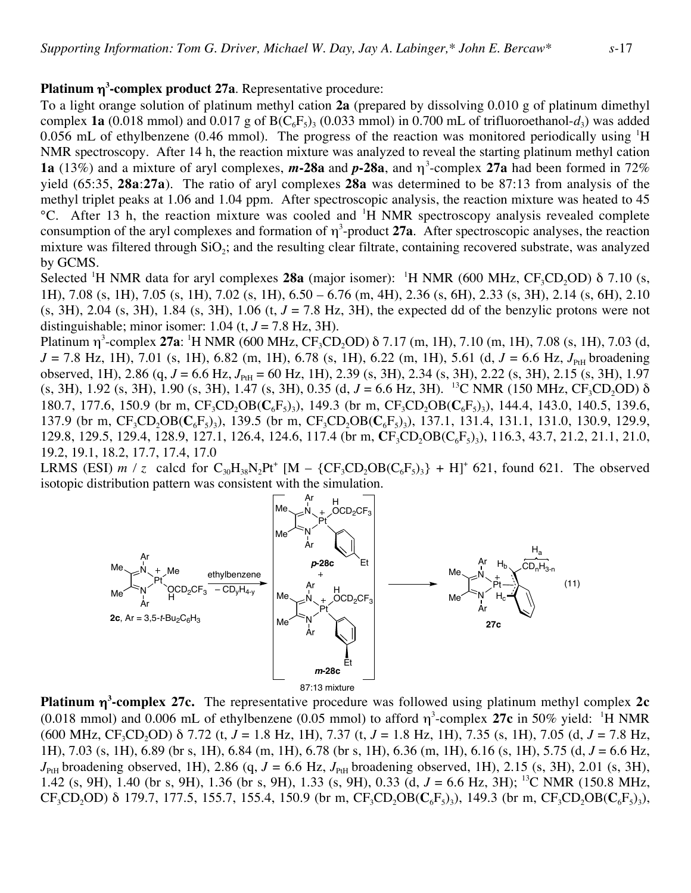**Platinum η$^3$-complex product 27a**. Representative procedure:

To a light orange solution of platinum methyl cation **2a** (prepared by dissolving 0.010 g of platinum dimethyl complex **1a** (0.018 mmol) and 0.017 g of $B(C_6F_5)_3$ (0.033 mmol) in 0.700 mL of trifluoroethanol-$d_3$) was added 0.056 mL of ethylbenzene (0.46 mmol). The progress of the reaction was monitored periodically using $^1$H NMR spectroscopy. After 14 h, the reaction mixture was analyzed to reveal the starting platinum methyl cation **1a** (13%) and a mixture of aryl complexes, ***m*-28a** and ***p*-28a**, and η$^3$-complex **27a** had been formed in 72% yield (65:35, **28a**:**27a**). The ratio of aryl complexes **28a** was determined to be 87:13 from analysis of the methyl triplet peaks at 1.06 and 1.04 ppm. After spectroscopic analysis, the reaction mixture was heated to 45 °C. After 13 h, the reaction mixture was cooled and $^1$H NMR spectroscopy analysis revealed complete consumption of the aryl complexes and formation of η$^3$-product **27a**. After spectroscopic analyses, the reaction mixture was filtered through $SiO_2$; and the resulting clear filtrate, containing recovered substrate, was analyzed by GCMS.

Selected $^1$H NMR data for aryl complexes **28a** (major isomer): $^1$H NMR (600 MHz, $CF_3CD_2OD$) δ 7.10 (s, 1H), 7.08 (s, 1H), 7.05 (s, 1H), 7.02 (s, 1H), 6.50 – 6.76 (m, 4H), 2.36 (s, 6H), 2.33 (s, 3H), 2.14 (s, 6H), 2.10 (s, 3H), 2.04 (s, 3H), 1.84 (s, 3H), 1.06 (t, $J$ = 7.8 Hz, 3H), the expected dd of the benzylic protons were not distinguishable; minor isomer: 1.04 (t, $J$ = 7.8 Hz, 3H).

Platinum η$^3$-complex **27a**: $^1$H NMR (600 MHz, $CF_3CD_2OD$) δ 7.17 (m, 1H), 7.10 (m, 1H), 7.08 (s, 1H), 7.03 (d, $J$ = 7.8 Hz, 1H), 7.01 (s, 1H), 6.82 (m, 1H), 6.78 (s, 1H), 6.22 (m, 1H), 5.61 (d, $J$ = 6.6 Hz, $J_{PtH}$ broadening observed, 1H), 2.86 (q, $J$ = 6.6 Hz, $J_{PtH}$ = 60 Hz, 1H), 2.39 (s, 3H), 2.34 (s, 3H), 2.22 (s, 3H), 2.15 (s, 3H), 1.97 (s, 3H), 1.92 (s, 3H), 1.90 (s, 3H), 1.47 (s, 3H), 0.35 (d, $J$ = 6.6 Hz, 3H). $^{13}$C NMR (150 MHz, $CF_3CD_2OD$) δ 180.7, 177.6, 150.9 (br m, $CF_3CD_2OB(\mathbf{C}_6F_5)_3$), 149.3 (br m, $CF_3CD_2OB(\mathbf{C}_6F_5)_3$), 144.4, 143.0, 140.5, 139.6, 137.9 (br m, $CF_3CD_2OB(\mathbf{C}_6F_5)_3$), 139.5 (br m, $CF_3CD_2OB(\mathbf{C}_6F_5)_3$), 137.1, 131.4, 131.1, 131.0, 130.9, 129.9, 129.8, 129.5, 129.4, 128.9, 127.1, 126.4, 124.6, 117.4 (br m, $\mathbf{C}F_3CD_2OB(C_6F_5)_3$), 116.3, 43.7, 21.2, 21.1, 21.0, 19.2, 19.1, 18.2, 17.7, 17.4, 17.0

LRMS (ESI) $m$ / $z$ calcd for $C_{30}H_{38}N_2Pt^+$ $[M - \{CF_3CD_2OB(C_6F_5)_3\} + H]^+$ 621, found 621. The observed isotopic distribution pattern was consistent with the simulation.

(11)

87:13 mixture

**Platinum η$^3$-complex 27c.** The representative procedure was followed using platinum methyl complex **2c** (0.018 mmol) and 0.006 mL of ethylbenzene (0.05 mmol) to afford η$^3$-complex **27c** in 50% yield: $^1$H NMR (600 MHz, $CF_3CD_2OD$) δ 7.72 (t, $J$ = 1.8 Hz, 1H), 7.37 (t, $J$ = 1.8 Hz, 1H), 7.35 (s, 1H), 7.05 (d, $J$ = 7.8 Hz, 1H), 7.03 (s, 1H), 6.89 (br s, 1H), 6.84 (m, 1H), 6.78 (br s, 1H), 6.36 (m, 1H), 6.16 (s, 1H), 5.75 (d, $J$ = 6.6 Hz, $J_{PtH}$ broadening observed, 1H), 2.86 (q, $J$ = 6.6 Hz, $J_{PtH}$ broadening observed, 1H), 2.15 (s, 3H), 2.01 (s, 3H), 1.42 (s, 9H), 1.40 (br s, 9H), 1.36 (br s, 9H), 1.33 (s, 9H), 0.33 (d, $J$ = 6.6 Hz, 3H); $^{13}$C NMR (150.8 MHz, $CF_3CD_2OD$) δ 179.7, 177.5, 155.7, 155.4, 150.9 (br m, $CF_3CD_2OB(\mathbf{C}_6F_5)_3$), 149.3 (br m, $CF_3CD_2OB(\mathbf{C}_6F_5)_3$),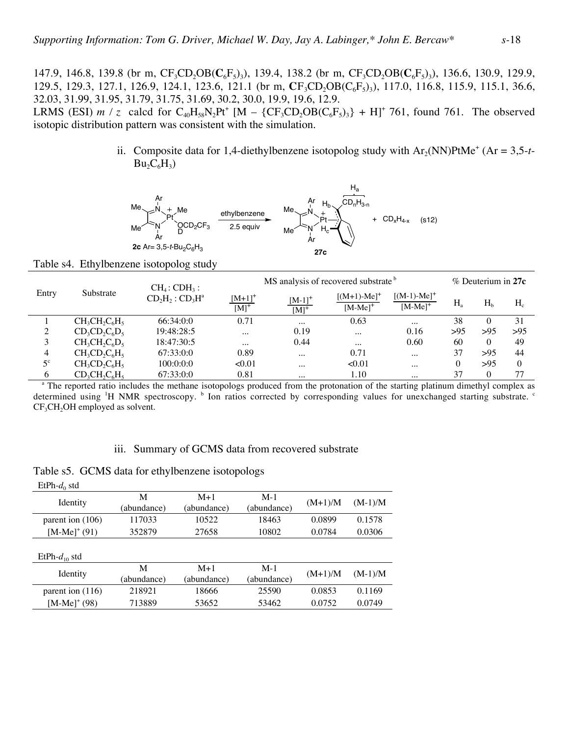147.9, 146.8, 139.8 (br m, $CF_3CD_2OB(\mathbf{C}_6F_5)_3$), 139.4, 138.2 (br m, $CF_3CD_2OB(\mathbf{C}_6F_5)_3$), 136.6, 130.9, 129.9, 129.5, 129.3, 127.1, 126.9, 124.1, 123.6, 121.1 (br m, $\mathbf{C}F_3CD_2OB(C_6F_5)_3$), 117.0, 116.8, 115.9, 115.1, 36.6, 32.03, 31.99, 31.95, 31.79, 31.75, 31.69, 30.2, 30.0, 19.9, 19.6, 12.9.

LRMS (ESI) $m$ / $z$ calcd for $C_{40}H_{58}N_2Pt^+$ [M – {$CF_3CD_2OB(C_6F_5)_3$} + H]$^+$ 761, found 761. The observed isotopic distribution pattern was consistent with the simulation.

ii. Composite data for 1,4-diethylbenzene isotopolog study with $Ar_2(NN)PtMe^+$ (Ar = 3,5-$t$-$Bu_2C_6H_3$)

**2c** Ar= 3,5-$t$-$Bu_2C_6H_3$ —ethylbenzene, 2.5 equiv→ **27c** + $CD_xH_{4-x}$ (s12)

Table s4. Ethylbenzene isotopolog study

| Entry | Substrate | $CH_4$ : $CDH_3$ : $CD_2H_2$ : $CD_3H$[a] | MS analysis of recovered substrate[b] | | | | % Deuterium in **27c** | | |
|---|---|---|---|---|---|---|---|---|---|
| | | | $\frac{[M+1]^+}{[M]^+}$ | $\frac{[M-1]^+}{[M]^+}$ | $\frac{[(M+1)-Me]^+}{[M-Me]^+}$ | $\frac{[(M-1)-Me]^+}{[M-Me]^+}$ | $H_a$ | $H_b$ | $H_c$ |
| 1 | $CH_3CH_2C_6H_5$ | 66:34:0:0 | 0.71 | ... | 0.63 | ... | 38 | 0 | 31 |
| 2 | $CD_3CD_2C_6D_5$ | 19:48:28:5 | ... | 0.19 | ... | 0.16 | >95 | >95 | >95 |
| 3 | $CH_3CH_2C_6D_5$ | 18:47:30:5 | ... | 0.44 | ... | 0.60 | 60 | 0 | 49 |
| 4 | $CH_3CD_2C_6H_5$ | 67:33:0:0 | 0.89 | ... | 0.71 | ... | 37 | >95 | 44 |
| 5[c] | $CH_3CD_2C_6H_5$ | 100:0:0:0 | <0.01 | ... | <0.01 | ... | 0 | >95 | 0 |
| 6 | $CD_3CH_2C_6H_5$ | 67:33:0:0 | 0.81 | ... | 1.10 | ... | 37 | 0 | 77 |

[a] The reported ratio includes the methane isotopologs produced from the protonation of the starting platinum dimethyl complex as determined using $^1$H NMR spectroscopy. [b] Ion ratios corrected by corresponding values for unexchanged starting substrate. [c] $CF_3CH_2OH$ employed as solvent.

iii. Summary of GCMS data from recovered substrate

Table s5. GCMS data for ethylbenzene isotopologs

EtPh-$d_0$ std

| Identity | M (abundance) | M+1 (abundance) | M-1 (abundance) | (M+1)/M | (M-1)/M |
|---|---|---|---|---|---|
| parent ion (106) | 117033 | 10522 | 18463 | 0.0899 | 0.1578 |
| [M-Me]$^+$ (91) | 352879 | 27658 | 10802 | 0.0784 | 0.0306 |

EtPh-$d_{10}$ std

| Identity | M (abundance) | M+1 (abundance) | M-1 (abundance) | (M+1)/M | (M-1)/M |
|---|---|---|---|---|---|
| parent ion (116) | 218921 | 18666 | 25590 | 0.0853 | 0.1169 |
| [M-Me]$^+$ (98) | 713889 | 53652 | 53462 | 0.0752 | 0.0749 |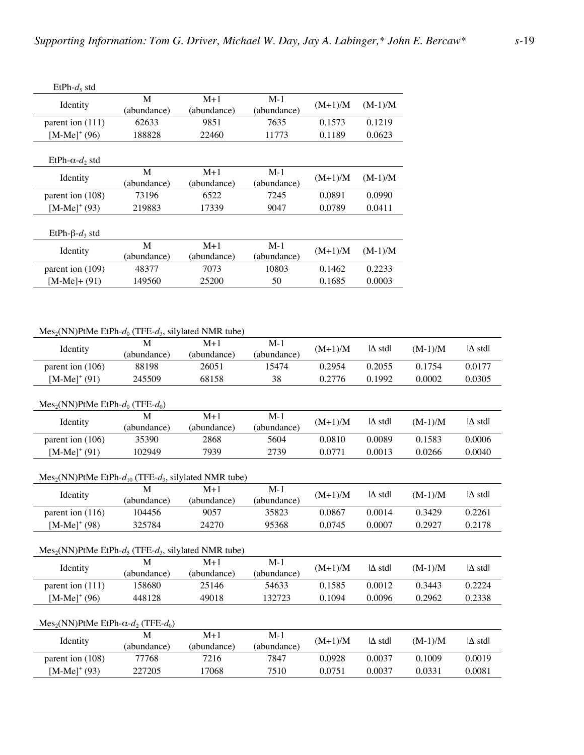EtPh-$d_5$ std

| Identity | M (abundance) | M+1 (abundance) | M-1 (abundance) | (M+1)/M | (M-1)/M |
|---|---|---|---|---|---|
| parent ion (111) | 62633 | 9851 | 7635 | 0.1573 | 0.1219 |
| $[M-Me]^+$ (96) | 188828 | 22460 | 11773 | 0.1189 | 0.0623 |

EtPh-α-$d_2$ std

| Identity | M (abundance) | M+1 (abundance) | M-1 (abundance) | (M+1)/M | (M-1)/M |
|---|---|---|---|---|---|
| parent ion (108) | 73196 | 6522 | 7245 | 0.0891 | 0.0990 |
| $[M-Me]^+$ (93) | 219883 | 17339 | 9047 | 0.0789 | 0.0411 |

EtPh-β-$d_3$ std

| Identity | M (abundance) | M+1 (abundance) | M-1 (abundance) | (M+1)/M | (M-1)/M |
|---|---|---|---|---|---|
| parent ion (109) | 48377 | 7073 | 10803 | 0.1462 | 0.2233 |
| [M-Me]+ (91) | 149560 | 25200 | 50 | 0.1685 | 0.0003 |

$Mes_2$(NN)PtMe EtPh-$d_0$ (TFE-$d_3$, silylated NMR tube)

| Identity | M (abundance) | M+1 (abundance) | M-1 (abundance) | (M+1)/M | \|Δ std\| | (M-1)/M | \|Δ std\| |
|---|---|---|---|---|---|---|---|
| parent ion (106) | 88198 | 26051 | 15474 | 0.2954 | 0.2055 | 0.1754 | 0.0177 |
| $[M-Me]^+$ (91) | 245509 | 68158 | 38 | 0.2776 | 0.1992 | 0.0002 | 0.0305 |

$Mes_2$(NN)PtMe EtPh-$d_0$ (TFE-$d_0$)

| Identity | M (abundance) | M+1 (abundance) | M-1 (abundance) | (M+1)/M | \|Δ std\| | (M-1)/M | \|Δ std\| |
|---|---|---|---|---|---|---|---|
| parent ion (106) | 35390 | 2868 | 5604 | 0.0810 | 0.0089 | 0.1583 | 0.0006 |
| $[M-Me]^+$ (91) | 102949 | 7939 | 2739 | 0.0771 | 0.0013 | 0.0266 | 0.0040 |

$Mes_2$(NN)PtMe EtPh-$d_{10}$ (TFE-$d_3$, silylated NMR tube)

| Identity | M (abundance) | M+1 (abundance) | M-1 (abundance) | (M+1)/M | \|Δ std\| | (M-1)/M | \|Δ std\| |
|---|---|---|---|---|---|---|---|
| parent ion (116) | 104456 | 9057 | 35823 | 0.0867 | 0.0014 | 0.3429 | 0.2261 |
| $[M-Me]^+$ (98) | 325784 | 24270 | 95368 | 0.0745 | 0.0007 | 0.2927 | 0.2178 |

$Mes_2$(NN)PtMe EtPh-$d_5$ (TFE-$d_3$, silylated NMR tube)

| Identity | M (abundance) | M+1 (abundance) | M-1 (abundance) | (M+1)/M | \|Δ std\| | (M-1)/M | \|Δ std\| |
|---|---|---|---|---|---|---|---|
| parent ion (111) | 158680 | 25146 | 54633 | 0.1585 | 0.0012 | 0.3443 | 0.2224 |
| $[M-Me]^+$ (96) | 448128 | 49018 | 132723 | 0.1094 | 0.0096 | 0.2962 | 0.2338 |

$Mes_2$(NN)PtMe EtPh-α-$d_2$ (TFE-$d_0$)

| Identity | M (abundance) | M+1 (abundance) | M-1 (abundance) | (M+1)/M | \|Δ std\| | (M-1)/M | \|Δ std\| |
|---|---|---|---|---|---|---|---|
| parent ion (108) | 77768 | 7216 | 7847 | 0.0928 | 0.0037 | 0.1009 | 0.0019 |
| $[M-Me]^+$ (93) | 227205 | 17068 | 7510 | 0.0751 | 0.0037 | 0.0331 | 0.0081 |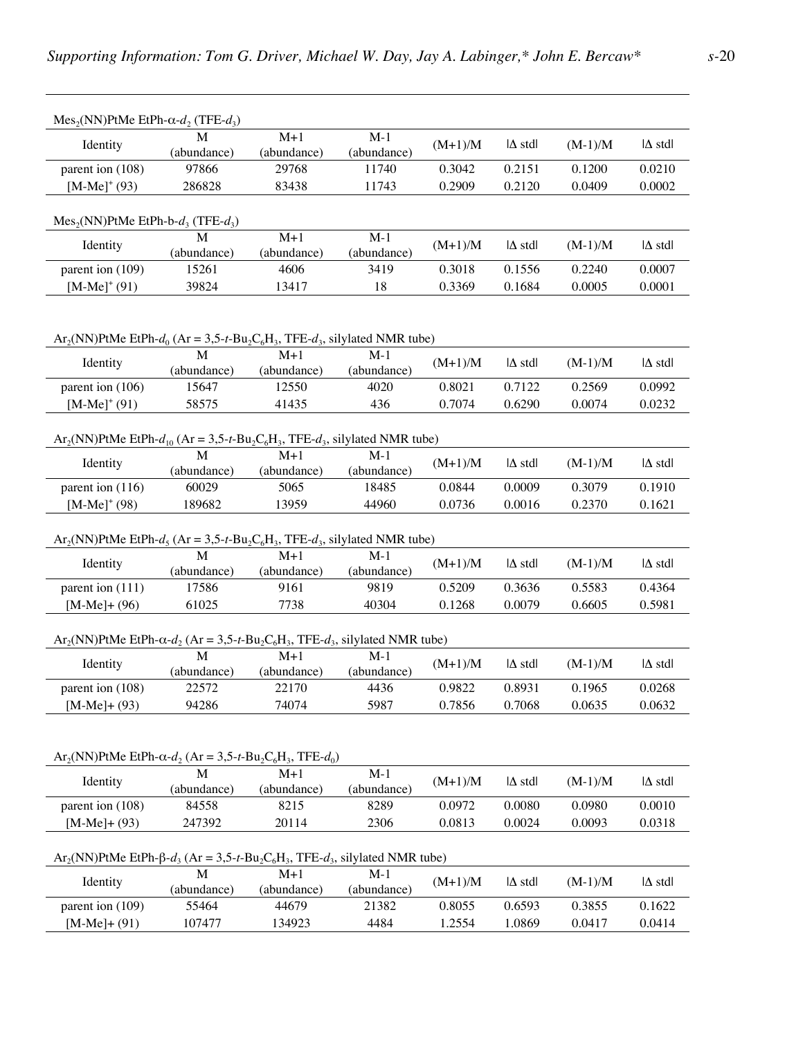$Mes_2(NN)PtMe$ EtPh-α-$d_2$ (TFE-$d_3$)

| Identity | M (abundance) | M+1 (abundance) | M-1 (abundance) | (M+1)/M | \|Δ std\| | (M-1)/M | \|Δ std\| |
|---|---|---|---|---|---|---|---|
| parent ion (108) | 97866 | 29768 | 11740 | 0.3042 | 0.2151 | 0.1200 | 0.0210 |
| $[M-Me]^+$ (93) | 286828 | 83438 | 11743 | 0.2909 | 0.2120 | 0.0409 | 0.0002 |

$Mes_2(NN)PtMe$ EtPh-b-$d_3$ (TFE-$d_3$)

| Identity | M (abundance) | M+1 (abundance) | M-1 (abundance) | (M+1)/M | \|Δ std\| | (M-1)/M | \|Δ std\| |
|---|---|---|---|---|---|---|---|
| parent ion (109) | 15261 | 4606 | 3419 | 0.3018 | 0.1556 | 0.2240 | 0.0007 |
| $[M-Me]^+$ (91) | 39824 | 13417 | 18 | 0.3369 | 0.1684 | 0.0005 | 0.0001 |

$Ar_2(NN)PtMe$ EtPh-$d_0$ (Ar = 3,5-*t*-$Bu_2C_6H_3$, TFE-$d_3$, silylated NMR tube)

| Identity | M (abundance) | M+1 (abundance) | M-1 (abundance) | (M+1)/M | \|Δ std\| | (M-1)/M | \|Δ std\| |
|---|---|---|---|---|---|---|---|
| parent ion (106) | 15647 | 12550 | 4020 | 0.8021 | 0.7122 | 0.2569 | 0.0992 |
| $[M-Me]^+$ (91) | 58575 | 41435 | 436 | 0.7074 | 0.6290 | 0.0074 | 0.0232 |

$Ar_2(NN)PtMe$ EtPh-$d_{10}$ (Ar = 3,5-*t*-$Bu_2C_6H_3$, TFE-$d_3$, silylated NMR tube)

| Identity | M (abundance) | M+1 (abundance) | M-1 (abundance) | (M+1)/M | \|Δ std\| | (M-1)/M | \|Δ std\| |
|---|---|---|---|---|---|---|---|
| parent ion (116) | 60029 | 5065 | 18485 | 0.0844 | 0.0009 | 0.3079 | 0.1910 |
| $[M-Me]^+$ (98) | 189682 | 13959 | 44960 | 0.0736 | 0.0016 | 0.2370 | 0.1621 |

$Ar_2(NN)PtMe$ EtPh-$d_5$ (Ar = 3,5-*t*-$Bu_2C_6H_3$, TFE-$d_3$, silylated NMR tube)

| Identity | M (abundance) | M+1 (abundance) | M-1 (abundance) | (M+1)/M | \|Δ std\| | (M-1)/M | \|Δ std\| |
|---|---|---|---|---|---|---|---|
| parent ion (111) | 17586 | 9161 | 9819 | 0.5209 | 0.3636 | 0.5583 | 0.4364 |
| [M-Me]+ (96) | 61025 | 7738 | 40304 | 0.1268 | 0.0079 | 0.6605 | 0.5981 |

$Ar_2(NN)PtMe$ EtPh-α-$d_2$ (Ar = 3,5-*t*-$Bu_2C_6H_3$, TFE-$d_3$, silylated NMR tube)

| Identity | M (abundance) | M+1 (abundance) | M-1 (abundance) | (M+1)/M | \|Δ std\| | (M-1)/M | \|Δ std\| |
|---|---|---|---|---|---|---|---|
| parent ion (108) | 22572 | 22170 | 4436 | 0.9822 | 0.8931 | 0.1965 | 0.0268 |
| [M-Me]+ (93) | 94286 | 74074 | 5987 | 0.7856 | 0.7068 | 0.0635 | 0.0632 |

$Ar_2(NN)PtMe$ EtPh-α-$d_2$ (Ar = 3,5-*t*-$Bu_2C_6H_3$, TFE-$d_0$)

| Identity | M (abundance) | M+1 (abundance) | M-1 (abundance) | (M+1)/M | \|Δ std\| | (M-1)/M | \|Δ std\| |
|---|---|---|---|---|---|---|---|
| parent ion (108) | 84558 | 8215 | 8289 | 0.0972 | 0.0080 | 0.0980 | 0.0010 |
| [M-Me]+ (93) | 247392 | 20114 | 2306 | 0.0813 | 0.0024 | 0.0093 | 0.0318 |

$Ar_2(NN)PtMe$ EtPh-β-$d_3$ (Ar = 3,5-*t*-$Bu_2C_6H_3$, TFE-$d_3$, silylated NMR tube)

| Identity | M (abundance) | M+1 (abundance) | M-1 (abundance) | (M+1)/M | \|Δ std\| | (M-1)/M | \|Δ std\| |
|---|---|---|---|---|---|---|---|
| parent ion (109) | 55464 | 44679 | 21382 | 0.8055 | 0.6593 | 0.3855 | 0.1622 |
| [M-Me]+ (91) | 107477 | 134923 | 4484 | 1.2554 | 1.0869 | 0.0417 | 0.0414 |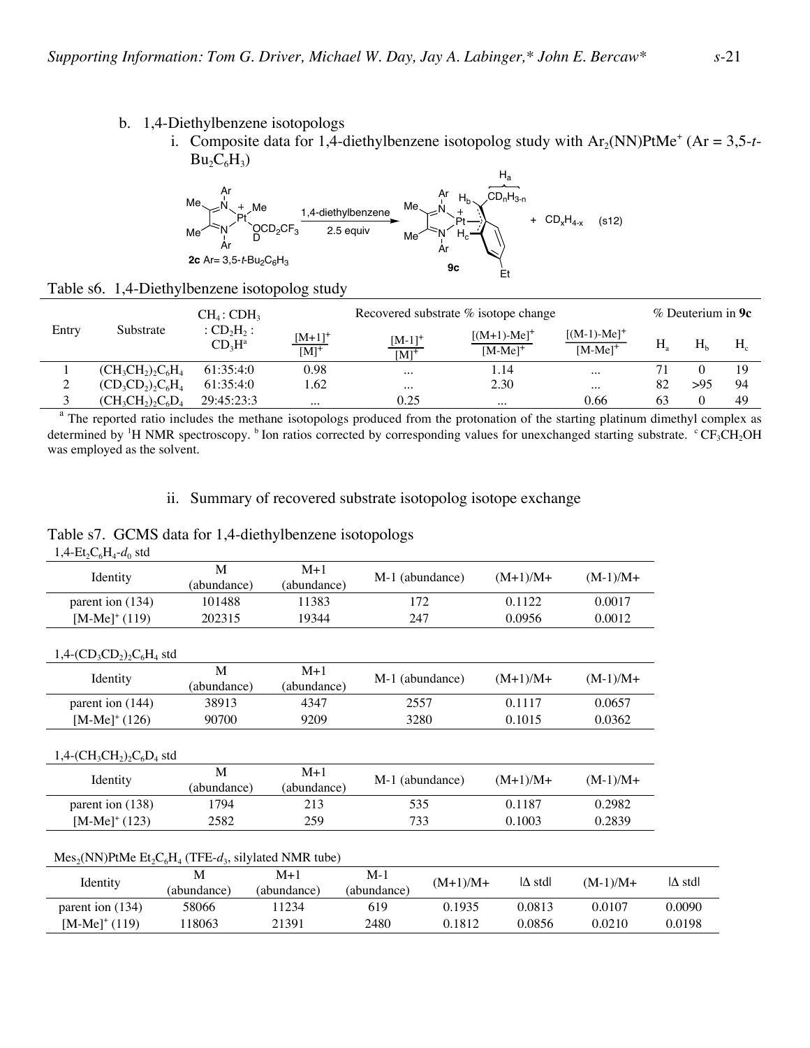b. 1,4-Diethylbenzene isotopologs

i. Composite data for 1,4-diethylbenzene isotopolog study with $Ar_2(NN)PtMe^+$ (Ar = 3,5-*t*-$Bu_2C_6H_3$)

**2c** Ar= 3,5-*t*-$Bu_2C_6H_3$ → (1,4-diethylbenzene, 2.5 equiv) → **9c** + $CD_xH_{4-x}$ (s12)

Table s6. 1,4-Diethylbenzene isotopolog study

| Entry | Substrate | $CH_4$ : $CDH_3$ : $CD_2H_2$ : $CD_3H$[a] | Recovered substrate % isotope change | | | | % Deuterium in **9c** | | |
|---|---|---|---|---|---|---|---|---|---|
| | | | $\frac{[M+1]^+}{[M]^+}$ | $\frac{[M-1]^+}{[M]^+}$ | $\frac{[(M+1)-Me]^+}{[M-Me]^+}$ | $\frac{[(M-1)-Me]^+}{[M-Me]^+}$ | $H_a$ | $H_b$ | $H_c$ |
| 1 | $(CH_3CH_2)_2C_6H_4$ | 61:35:4:0 | 0.98 | ... | 1.14 | ... | 71 | 0 | 19 |
| 2 | $(CD_3CD_2)_2C_6H_4$ | 61:35:4:0 | 1.62 | ... | 2.30 | ... | 82 | >95 | 94 |
| 3 | $(CH_3CH_2)_2C_6D_4$ | 29:45:23:3 | ... | 0.25 | ... | 0.66 | 63 | 0 | 49 |

[a] The reported ratio includes the methane isotopologs produced from the protonation of the starting platinum dimethyl complex as determined by $^1$H NMR spectroscopy. [b] Ion ratios corrected by corresponding values for unexchanged starting substrate. [c] $CF_3CH_2OH$ was employed as the solvent.

ii. Summary of recovered substrate isotopolog isotope exchange

Table s7. GCMS data for 1,4-diethylbenzene isotopologs

1,4-$Et_2C_6H_4$-$d_0$ std

| Identity | M (abundance) | M+1 (abundance) | M-1 (abundance) | (M+1)/M+ | (M-1)/M+ |
|---|---|---|---|---|---|
| parent ion (134) | 101488 | 11383 | 172 | 0.1122 | 0.0017 |
| $[M-Me]^+$ (119) | 202315 | 19344 | 247 | 0.0956 | 0.0012 |

1,4-$(CD_3CD_2)_2C_6H_4$ std

| Identity | M (abundance) | M+1 (abundance) | M-1 (abundance) | (M+1)/M+ | (M-1)/M+ |
|---|---|---|---|---|---|
| parent ion (144) | 38913 | 4347 | 2557 | 0.1117 | 0.0657 |
| $[M-Me]^+$ (126) | 90700 | 9209 | 3280 | 0.1015 | 0.0362 |

1,4-$(CH_3CH_2)_2C_6D_4$ std

| Identity | M (abundance) | M+1 (abundance) | M-1 (abundance) | (M+1)/M+ | (M-1)/M+ |
|---|---|---|---|---|---|
| parent ion (138) | 1794 | 213 | 535 | 0.1187 | 0.2982 |
| $[M-Me]^+$ (123) | 2582 | 259 | 733 | 0.1003 | 0.2839 |

$Mes_2(NN)PtMe$ $Et_2C_6H_4$ (TFE-$d_3$, silylated NMR tube)

| Identity | M (abundance) | M+1 (abundance) | M-1 (abundance) | (M+1)/M+ | \|Δ std\| | (M-1)/M+ | \|Δ std\| |
|---|---|---|---|---|---|---|---|
| parent ion (134) | 58066 | 11234 | 619 | 0.1935 | 0.0813 | 0.0107 | 0.0090 |
| $[M-Me]^+$ (119) | 118063 | 21391 | 2480 | 0.1812 | 0.0856 | 0.0210 | 0.0198 |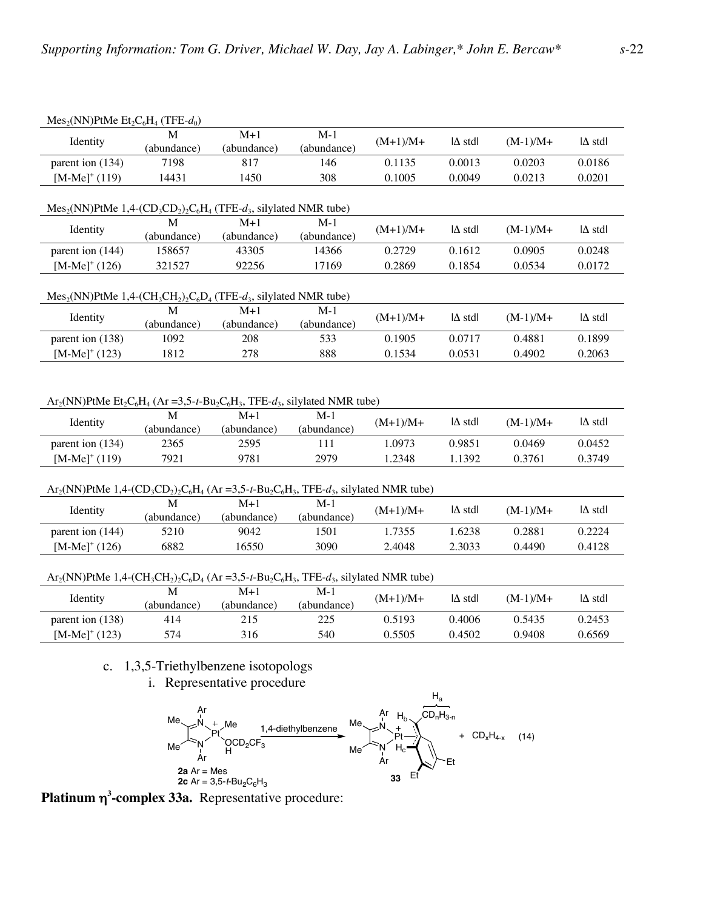$Mes_2(NN)PtMe\ Et_2C_6H_4$ (TFE-$d_0$)

| Identity | M (abundance) | M+1 (abundance) | M-1 (abundance) | (M+1)/M+ | \|Δ std\| | (M-1)/M+ | \|Δ std\| |
|---|---|---|---|---|---|---|---|
| parent ion (134) | 7198 | 817 | 146 | 0.1135 | 0.0013 | 0.0203 | 0.0186 |
| $[M-Me]^+$ (119) | 14431 | 1450 | 308 | 0.1005 | 0.0049 | 0.0213 | 0.0201 |

$Mes_2(NN)PtMe$ 1,4-$(CD_3CD_2)_2C_6H_4$ (TFE-$d_3$, silylated NMR tube)

| Identity | M (abundance) | M+1 (abundance) | M-1 (abundance) | (M+1)/M+ | \|Δ std\| | (M-1)/M+ | \|Δ std\| |
|---|---|---|---|---|---|---|---|
| parent ion (144) | 158657 | 43305 | 14366 | 0.2729 | 0.1612 | 0.0905 | 0.0248 |
| $[M-Me]^+$ (126) | 321527 | 92256 | 17169 | 0.2869 | 0.1854 | 0.0534 | 0.0172 |

$Mes_2(NN)PtMe$ 1,4-$(CH_3CH_2)_2C_6D_4$ (TFE-$d_3$, silylated NMR tube)

| Identity | M (abundance) | M+1 (abundance) | M-1 (abundance) | (M+1)/M+ | \|Δ std\| | (M-1)/M+ | \|Δ std\| |
|---|---|---|---|---|---|---|---|
| parent ion (138) | 1092 | 208 | 533 | 0.1905 | 0.0717 | 0.4881 | 0.1899 |
| $[M-Me]^+$ (123) | 1812 | 278 | 888 | 0.1534 | 0.0531 | 0.4902 | 0.2063 |

$Ar_2(NN)PtMe\ Et_2C_6H_4$ (Ar =3,5-*t*-$Bu_2C_6H_3$, TFE-$d_3$, silylated NMR tube)

| Identity | M (abundance) | M+1 (abundance) | M-1 (abundance) | (M+1)/M+ | \|Δ std\| | (M-1)/M+ | \|Δ std\| |
|---|---|---|---|---|---|---|---|
| parent ion (134) | 2365 | 2595 | 111 | 1.0973 | 0.9851 | 0.0469 | 0.0452 |
| $[M-Me]^+$ (119) | 7921 | 9781 | 2979 | 1.2348 | 1.1392 | 0.3761 | 0.3749 |

$Ar_2(NN)PtMe$ 1,4-$(CD_3CD_2)_2C_6H_4$ (Ar =3,5-*t*-$Bu_2C_6H_3$, TFE-$d_3$, silylated NMR tube)

| Identity | M (abundance) | M+1 (abundance) | M-1 (abundance) | (M+1)/M+ | \|Δ std\| | (M-1)/M+ | \|Δ std\| |
|---|---|---|---|---|---|---|---|
| parent ion (144) | 5210 | 9042 | 1501 | 1.7355 | 1.6238 | 0.2881 | 0.2224 |
| $[M-Me]^+$ (126) | 6882 | 16550 | 3090 | 2.4048 | 2.3033 | 0.4490 | 0.4128 |

$Ar_2(NN)PtMe$ 1,4-$(CH_3CH_2)_2C_6D_4$ (Ar =3,5-*t*-$Bu_2C_6H_3$, TFE-$d_3$, silylated NMR tube)

| Identity | M (abundance) | M+1 (abundance) | M-1 (abundance) | (M+1)/M+ | \|Δ std\| | (M-1)/M+ | \|Δ std\| |
|---|---|---|---|---|---|---|---|
| parent ion (138) | 414 | 215 | 225 | 0.5193 | 0.4006 | 0.5435 | 0.2453 |
| $[M-Me]^+$ (123) | 574 | 316 | 540 | 0.5505 | 0.4502 | 0.9408 | 0.6569 |

c. 1,3,5-Triethylbenzene isotopologs

i. Representative procedure

**2a** Ar = Mes; **2c** Ar = 3,5-*t*-$Bu_2C_6H_3$ $\xrightarrow{\text{1,4-diethylbenzene}}$ **33** + $CD_xH_{4-x}$ (14)

**Platinum $\eta^3$-complex 33a.** Representative procedure: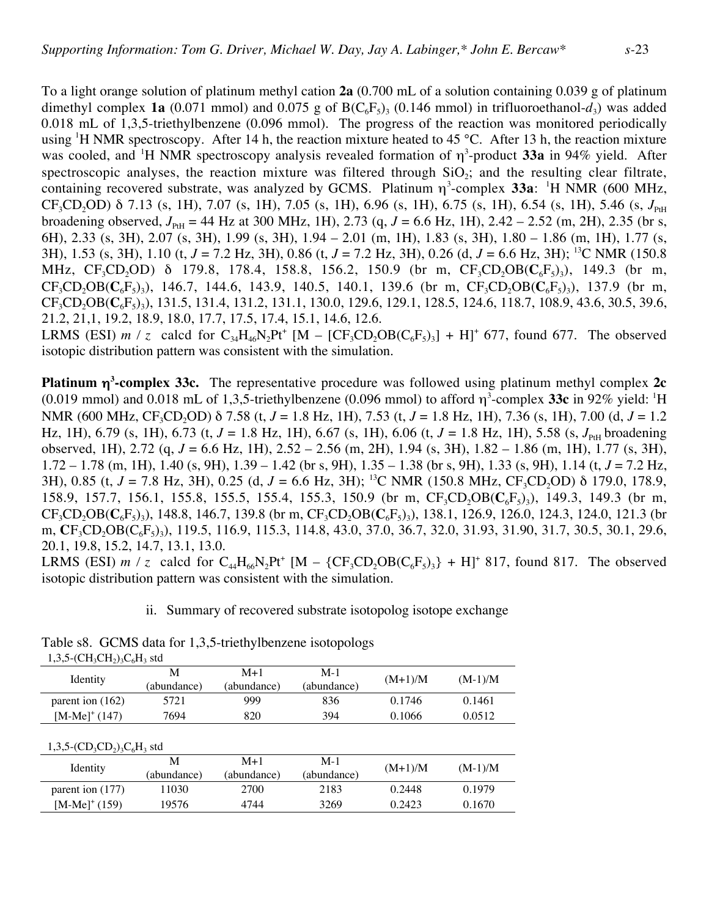To a light orange solution of platinum methyl cation **2a** (0.700 mL of a solution containing 0.039 g of platinum dimethyl complex **1a** (0.071 mmol) and 0.075 g of $B(C_6F_5)_3$ (0.146 mmol) in trifluoroethanol-$d_3$) was added 0.018 mL of 1,3,5-triethylbenzene (0.096 mmol). The progress of the reaction was monitored periodically using $^1$H NMR spectroscopy. After 14 h, the reaction mixture heated to 45 °C. After 13 h, the reaction mixture was cooled, and $^1$H NMR spectroscopy analysis revealed formation of $\eta^3$-product **33a** in 94% yield. After spectroscopic analyses, the reaction mixture was filtered through $SiO_2$; and the resulting clear filtrate, containing recovered substrate, was analyzed by GCMS. Platinum $\eta^3$-complex **33a**: $^1$H NMR (600 MHz, $CF_3CD_2OD$) δ 7.13 (s, 1H), 7.07 (s, 1H), 7.05 (s, 1H), 6.96 (s, 1H), 6.75 (s, 1H), 6.54 (s, 1H), 5.46 (s, $J_{PtH}$ broadening observed, $J_{PtH}$ = 44 Hz at 300 MHz, 1H), 2.73 (q, $J$ = 6.6 Hz, 1H), 2.42 – 2.52 (m, 2H), 2.35 (br s, 6H), 2.33 (s, 3H), 2.07 (s, 3H), 1.99 (s, 3H), 1.94 – 2.01 (m, 1H), 1.83 (s, 3H), 1.80 – 1.86 (m, 1H), 1.77 (s, 3H), 1.53 (s, 3H), 1.10 (t, $J$ = 7.2 Hz, 3H), 0.86 (t, $J$ = 7.2 Hz, 3H), 0.26 (d, $J$ = 6.6 Hz, 3H); $^{13}$C NMR (150.8 MHz, $CF_3CD_2OD$) δ 179.8, 178.4, 158.8, 156.2, 150.9 (br m, $CF_3CD_2OB(\mathbf{C}_6F_5)_3$), 149.3 (br m, $CF_3CD_2OB(\mathbf{C}_6F_5)_3$), 146.7, 144.6, 143.9, 140.5, 140.1, 139.6 (br m, $CF_3CD_2OB(\mathbf{C}_6F_5)_3$), 137.9 (br m, $CF_3CD_2OB(\mathbf{C}_6F_5)_3$), 131.5, 131.4, 131.2, 131.1, 130.0, 129.6, 129.1, 128.5, 124.6, 118.7, 108.9, 43.6, 30.5, 39.6, 21.2, 21,1, 19.2, 18.9, 18.0, 17.7, 17.5, 17.4, 15.1, 14.6, 12.6.
LRMS (ESI) $m$ / $z$ calcd for $C_{34}H_{46}N_2Pt^+$ [M – $[CF_3CD_2OB(C_6F_5)_3]$ + H]$^+$ 677, found 677. The observed isotopic distribution pattern was consistent with the simulation.

**Platinum $\eta^3$-complex 33c.** The representative procedure was followed using platinum methyl complex **2c** (0.019 mmol) and 0.018 mL of 1,3,5-triethylbenzene (0.096 mmol) to afford $\eta^3$-complex **33c** in 92% yield: $^1$H NMR (600 MHz, $CF_3CD_2OD$) δ 7.58 (t, $J$ = 1.8 Hz, 1H), 7.53 (t, $J$ = 1.8 Hz, 1H), 7.36 (s, 1H), 7.00 (d, $J$ = 1.2 Hz, 1H), 6.79 (s, 1H), 6.73 (t, $J$ = 1.8 Hz, 1H), 6.67 (s, 1H), 6.06 (t, $J$ = 1.8 Hz, 1H), 5.58 (s, $J_{PtH}$ broadening observed, 1H), 2.72 (q, $J$ = 6.6 Hz, 1H), 2.52 – 2.56 (m, 2H), 1.94 (s, 3H), 1.82 – 1.86 (m, 1H), 1.77 (s, 3H), 1.72 – 1.78 (m, 1H), 1.40 (s, 9H), 1.39 – 1.42 (br s, 9H), 1.35 – 1.38 (br s, 9H), 1.33 (s, 9H), 1.14 (t, $J$ = 7.2 Hz, 3H), 0.85 (t, $J$ = 7.8 Hz, 3H), 0.25 (d, $J$ = 6.6 Hz, 3H); $^{13}$C NMR (150.8 MHz, $CF_3CD_2OD$) δ 179.0, 178.9, 158.9, 157.7, 156.1, 155.8, 155.5, 155.4, 155.3, 150.9 (br m, $CF_3CD_2OB(\mathbf{C}_6F_5)_3$), 149.3, 149.3 (br m, $CF_3CD_2OB(\mathbf{C}_6F_5)_3$), 148.8, 146.7, 139.8 (br m, $CF_3CD_2OB(\mathbf{C}_6F_5)_3$), 138.1, 126.9, 126.0, 124.3, 124.0, 121.3 (br m, $\mathbf{C}F_3CD_2OB(C_6F_5)_3$), 119.5, 116.9, 115.3, 114.8, 43.0, 37.0, 36.7, 32.0, 31.93, 31.90, 31.7, 30.5, 30.1, 29.6, 20.1, 19.8, 15.2, 14.7, 13.1, 13.0.
LRMS (ESI) $m$ / $z$ calcd for $C_{44}H_{66}N_2Pt^+$ [M – $\{CF_3CD_2OB(C_6F_5)_3\}$ + H]$^+$ 817, found 817. The observed isotopic distribution pattern was consistent with the simulation.

ii. Summary of recovered substrate isotopolog isotope exchange

Table s8. GCMS data for 1,3,5-triethylbenzene isotopologs

1,3,5-$(CH_3CH_2)_3C_6H_3$ std

| Identity | M (abundance) | M+1 (abundance) | M-1 (abundance) | (M+1)/M | (M-1)/M |
|---|---|---|---|---|---|
| parent ion (162) | 5721 | 999 | 836 | 0.1746 | 0.1461 |
| [M-Me]$^+$ (147) | 7694 | 820 | 394 | 0.1066 | 0.0512 |

1,3,5-$(CD_3CD_2)_3C_6H_3$ std

| Identity | M (abundance) | M+1 (abundance) | M-1 (abundance) | (M+1)/M | (M-1)/M |
|---|---|---|---|---|---|
| parent ion (177) | 11030 | 2700 | 2183 | 0.2448 | 0.1979 |
| [M-Me]$^+$ (159) | 19576 | 4744 | 3269 | 0.2423 | 0.1670 |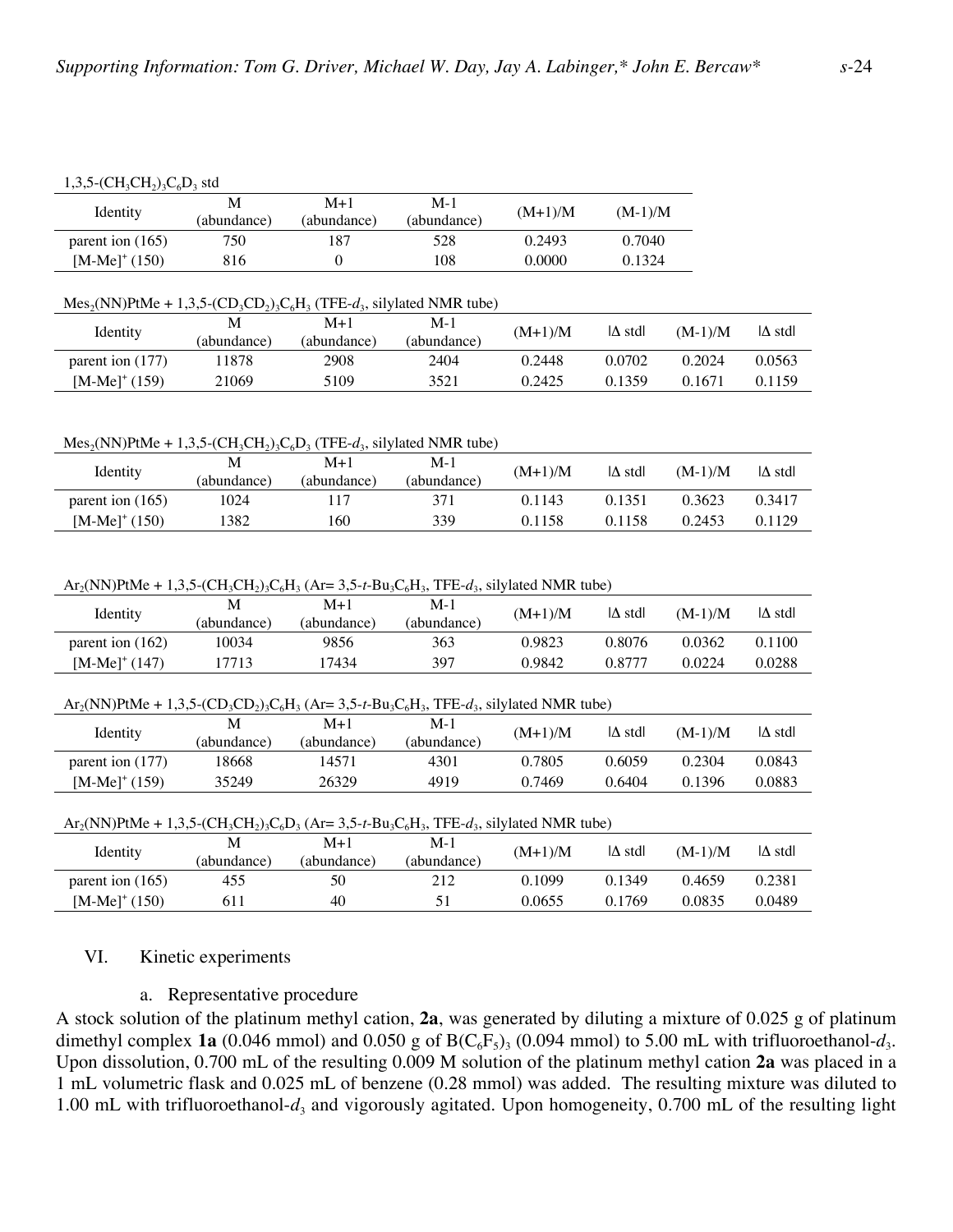$1,3,5\text{-}(CH_3CH_2)_3C_6D_3$ std

| Identity | M (abundance) | M+1 (abundance) | M-1 (abundance) | (M+1)/M | (M-1)/M |
|---|---|---|---|---|---|
| parent ion (165) | 750 | 187 | 528 | 0.2493 | 0.7040 |
| $[M\text{-}Me]^+$ (150) | 816 | 0 | 108 | 0.0000 | 0.1324 |

$Mes_2(NN)PtMe$ + $1,3,5\text{-}(CD_3CD_2)_3C_6H_3$ (TFE-$d_3$, silylated NMR tube)

| Identity | M (abundance) | M+1 (abundance) | M-1 (abundance) | (M+1)/M | \|Δ std\| | (M-1)/M | \|Δ std\| |
|---|---|---|---|---|---|---|---|
| parent ion (177) | 11878 | 2908 | 2404 | 0.2448 | 0.0702 | 0.2024 | 0.0563 |
| $[M\text{-}Me]^+$ (159) | 21069 | 5109 | 3521 | 0.2425 | 0.1359 | 0.1671 | 0.1159 |

$Mes_2(NN)PtMe$ + $1,3,5\text{-}(CH_3CH_2)_3C_6D_3$ (TFE-$d_3$, silylated NMR tube)

| Identity | M (abundance) | M+1 (abundance) | M-1 (abundance) | (M+1)/M | \|Δ std\| | (M-1)/M | \|Δ std\| |
|---|---|---|---|---|---|---|---|
| parent ion (165) | 1024 | 117 | 371 | 0.1143 | 0.1351 | 0.3623 | 0.3417 |
| $[M\text{-}Me]^+$ (150) | 1382 | 160 | 339 | 0.1158 | 0.1158 | 0.2453 | 0.1129 |

$Ar_2(NN)PtMe$ + $1,3,5\text{-}(CH_3CH_2)_3C_6H_3$ (Ar= 3,5-*t*-$Bu_3C_6H_3$, TFE-$d_3$, silylated NMR tube)

| Identity | M (abundance) | M+1 (abundance) | M-1 (abundance) | (M+1)/M | \|Δ std\| | (M-1)/M | \|Δ std\| |
|---|---|---|---|---|---|---|---|
| parent ion (162) | 10034 | 9856 | 363 | 0.9823 | 0.8076 | 0.0362 | 0.1100 |
| $[M\text{-}Me]^+$ (147) | 17713 | 17434 | 397 | 0.9842 | 0.8777 | 0.0224 | 0.0288 |

$Ar_2(NN)PtMe$ + $1,3,5\text{-}(CD_3CD_2)_3C_6H_3$ (Ar= 3,5-*t*-$Bu_3C_6H_3$, TFE-$d_3$, silylated NMR tube)

| Identity | M (abundance) | M+1 (abundance) | M-1 (abundance) | (M+1)/M | \|Δ std\| | (M-1)/M | \|Δ std\| |
|---|---|---|---|---|---|---|---|
| parent ion (177) | 18668 | 14571 | 4301 | 0.7805 | 0.6059 | 0.2304 | 0.0843 |
| $[M\text{-}Me]^+$ (159) | 35249 | 26329 | 4919 | 0.7469 | 0.6404 | 0.1396 | 0.0883 |

$Ar_2(NN)PtMe$ + $1,3,5\text{-}(CH_3CH_2)_3C_6D_3$ (Ar= 3,5-*t*-$Bu_3C_6H_3$, TFE-$d_3$, silylated NMR tube)

| Identity | M (abundance) | M+1 (abundance) | M-1 (abundance) | (M+1)/M | \|Δ std\| | (M-1)/M | \|Δ std\| |
|---|---|---|---|---|---|---|---|
| parent ion (165) | 455 | 50 | 212 | 0.1099 | 0.1349 | 0.4659 | 0.2381 |
| $[M\text{-}Me]^+$ (150) | 611 | 40 | 51 | 0.0655 | 0.1769 | 0.0835 | 0.0489 |

## VI. Kinetic experiments

### a. Representative procedure

A stock solution of the platinum methyl cation, **2a**, was generated by diluting a mixture of 0.025 g of platinum dimethyl complex **1a** (0.046 mmol) and 0.050 g of $B(C_6F_5)_3$ (0.094 mmol) to 5.00 mL with trifluoroethanol-$d_3$. Upon dissolution, 0.700 mL of the resulting 0.009 M solution of the platinum methyl cation **2a** was placed in a 1 mL volumetric flask and 0.025 mL of benzene (0.28 mmol) was added. The resulting mixture was diluted to 1.00 mL with trifluoroethanol-$d_3$ and vigorously agitated. Upon homogeneity, 0.700 mL of the resulting light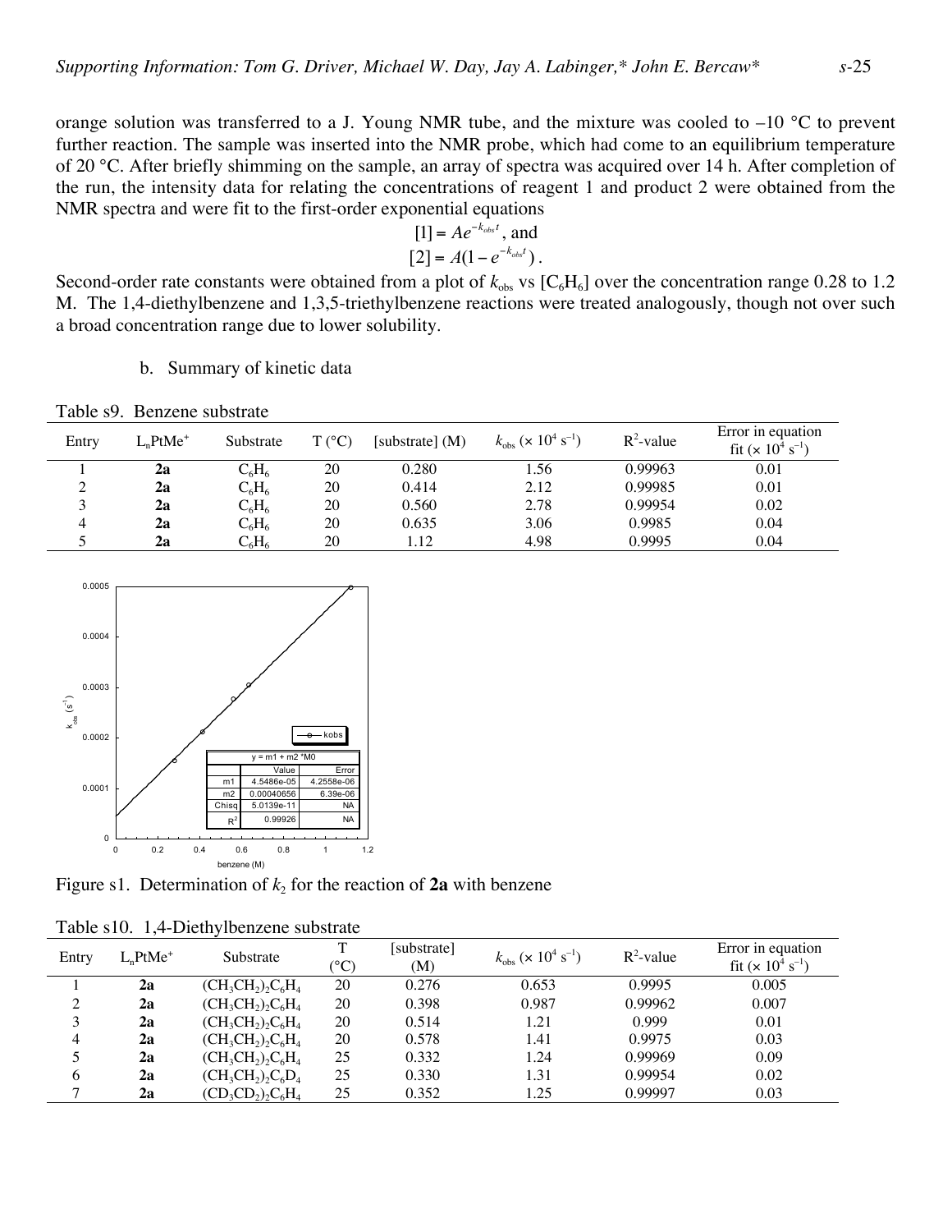orange solution was transferred to a J. Young NMR tube, and the mixture was cooled to –10 °C to prevent further reaction. The sample was inserted into the NMR probe, which had come to an equilibrium temperature of 20 °C. After briefly shimming on the sample, an array of spectra was acquired over 14 h. After completion of the run, the intensity data for relating the concentrations of reagent 1 and product 2 were obtained from the NMR spectra and were fit to the first-order exponential equations

$$[1] = Ae^{-k_{obs}t}\text{, and}$$

$$[2] = A(1 - e^{-k_{obs}t})\,.$$

Second-order rate constants were obtained from a plot of $k_{obs}$ vs $[C_6H_6]$ over the concentration range 0.28 to 1.2 M. The 1,4-diethylbenzene and 1,3,5-triethylbenzene reactions were treated analogously, though not over such a broad concentration range due to lower solubility.

b. Summary of kinetic data

Table s9. Benzene substrate

| Entry | $L_nPtMe^+$ | Substrate | T (°C) | [substrate] (M) | $k_{obs}$ ($\times 10^4$ $s^{-1}$) | $R^2$-value | Error in equation fit ($\times 10^4$ $s^{-1}$) |
|---|---|---|---|---|---|---|---|
| 1 | **2a** | $C_6H_6$ | 20 | 0.280 | 1.56 | 0.99963 | 0.01 |
| 2 | **2a** | $C_6H_6$ | 20 | 0.414 | 2.12 | 0.99985 | 0.01 |
| 3 | **2a** | $C_6H_6$ | 20 | 0.560 | 2.78 | 0.99954 | 0.02 |
| 4 | **2a** | $C_6H_6$ | 20 | 0.635 | 3.06 | 0.9985 | 0.04 |
| 5 | **2a** | $C_6H_6$ | 20 | 1.12 | 4.98 | 0.9995 | 0.04 |

| $y = m1 + m2 * M0$ | Value | Error |
|---|---|---|
| m1 | 4.5486e-05 | 4.2558e-06 |
| m2 | 0.00040656 | 6.39e-06 |
| Chisq | 5.0139e-11 | NA |
| $R^2$ | 0.99926 | NA |

Figure s1. Determination of $k_2$ for the reaction of **2a** with benzene

Table s10. 1,4-Diethylbenzene substrate

| Entry | $L_nPtMe^+$ | Substrate | T (°C) | [substrate] (M) | $k_{obs}$ ($\times 10^4$ $s^{-1}$) | $R^2$-value | Error in equation fit ($\times 10^4$ $s^{-1}$) |
|---|---|---|---|---|---|---|---|
| 1 | **2a** | $(CH_3CH_2)_2C_6H_4$ | 20 | 0.276 | 0.653 | 0.9995 | 0.005 |
| 2 | **2a** | $(CH_3CH_2)_2C_6H_4$ | 20 | 0.398 | 0.987 | 0.99962 | 0.007 |
| 3 | **2a** | $(CH_3CH_2)_2C_6H_4$ | 20 | 0.514 | 1.21 | 0.999 | 0.01 |
| 4 | **2a** | $(CH_3CH_2)_2C_6H_4$ | 20 | 0.578 | 1.41 | 0.9975 | 0.03 |
| 5 | **2a** | $(CH_3CH_2)_2C_6H_4$ | 25 | 0.332 | 1.24 | 0.99969 | 0.09 |
| 6 | **2a** | $(CH_3CH_2)_2C_6D_4$ | 25 | 0.330 | 1.31 | 0.99954 | 0.02 |
| 7 | **2a** | $(CD_3CD_2)_2C_6H_4$ | 25 | 0.352 | 1.25 | 0.99997 | 0.03 |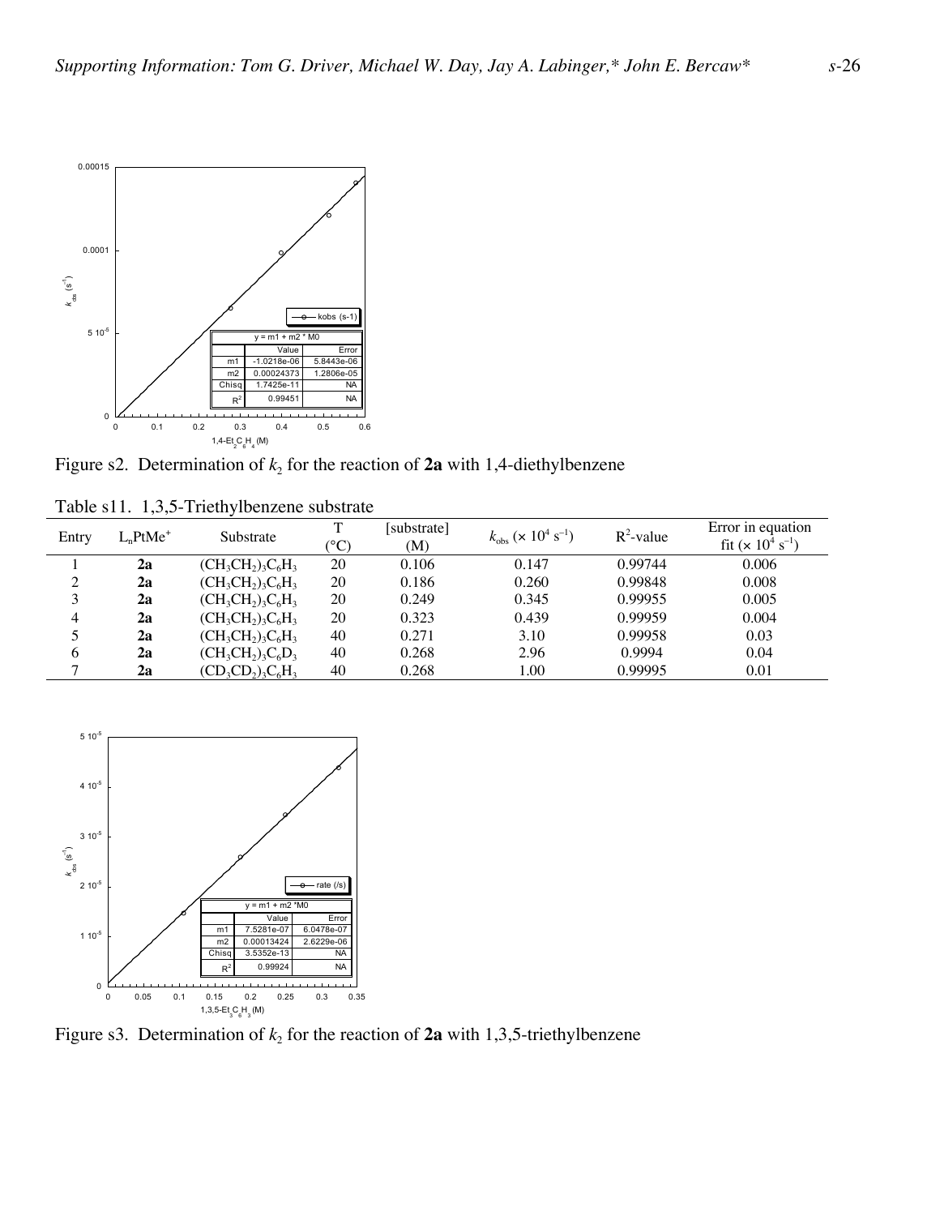Figure s2. Determination of $k_2$ for the reaction of **2a** with 1,4-diethylbenzene

Table s11. 1,3,5-Triethylbenzene substrate

| Entry | $L_nPtMe^+$ | Substrate | T (°C) | [substrate] (M) | $k_{obs}$ ($\times 10^4$ $s^{-1}$) | $R^2$-value | Error in equation fit ($\times 10^4$ $s^{-1}$) |
|---|---|---|---|---|---|---|---|
| 1 | **2a** | $(CH_3CH_2)_3C_6H_3$ | 20 | 0.106 | 0.147 | 0.99744 | 0.006 |
| 2 | **2a** | $(CH_3CH_2)_3C_6H_3$ | 20 | 0.186 | 0.260 | 0.99848 | 0.008 |
| 3 | **2a** | $(CH_3CH_2)_3C_6H_3$ | 20 | 0.249 | 0.345 | 0.99955 | 0.005 |
| 4 | **2a** | $(CH_3CH_2)_3C_6H_3$ | 20 | 0.323 | 0.439 | 0.99959 | 0.004 |
| 5 | **2a** | $(CH_3CH_2)_3C_6H_3$ | 40 | 0.271 | 3.10 | 0.99958 | 0.03 |
| 6 | **2a** | $(CH_3CH_2)_3C_6D_3$ | 40 | 0.268 | 2.96 | 0.9994 | 0.04 |
| 7 | **2a** | $(CD_3CD_2)_3C_6H_3$ | 40 | 0.268 | 1.00 | 0.99995 | 0.01 |

Figure s3. Determination of $k_2$ for the reaction of **2a** with 1,3,5-triethylbenzene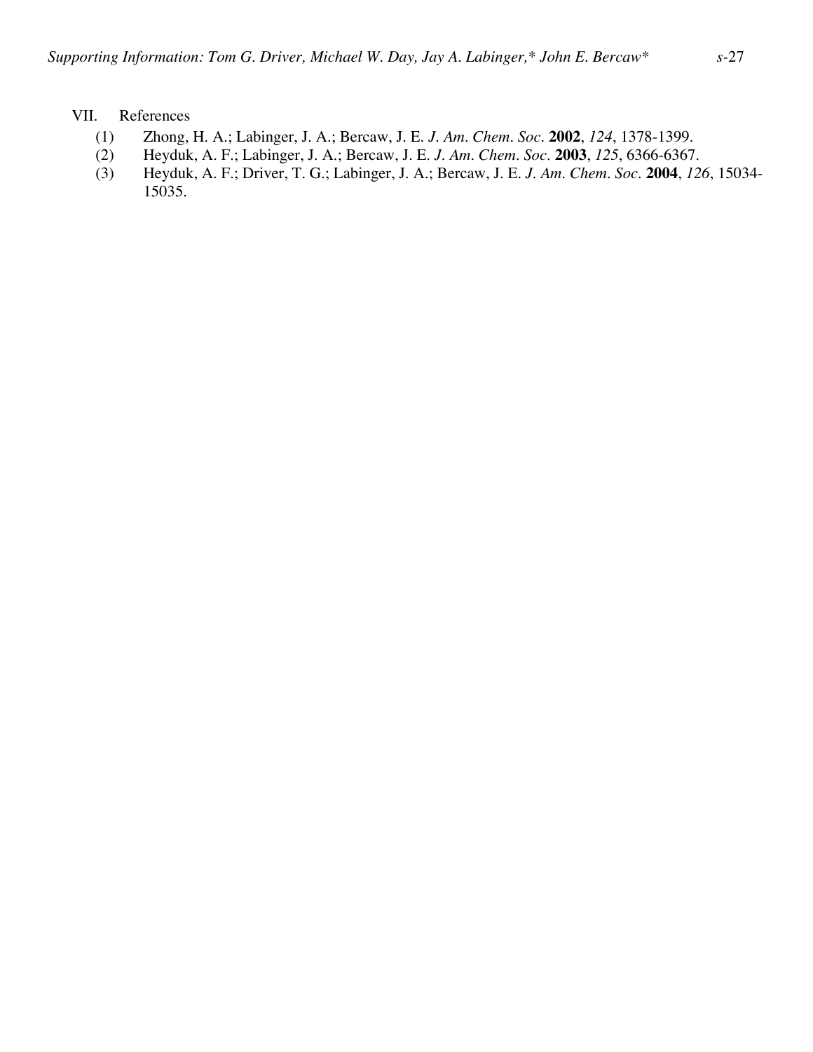## VII. References

(1) Zhong, H. A.; Labinger, J. A.; Bercaw, J. E. *J. Am. Chem. Soc.* **2002**, *124*, 1378-1399.

(2) Heyduk, A. F.; Labinger, J. A.; Bercaw, J. E. *J. Am. Chem. Soc.* **2003**, *125*, 6366-6367.

(3) Heyduk, A. F.; Driver, T. G.; Labinger, J. A.; Bercaw, J. E. *J. Am. Chem. Soc.* **2004**, *126*, 15034-15035.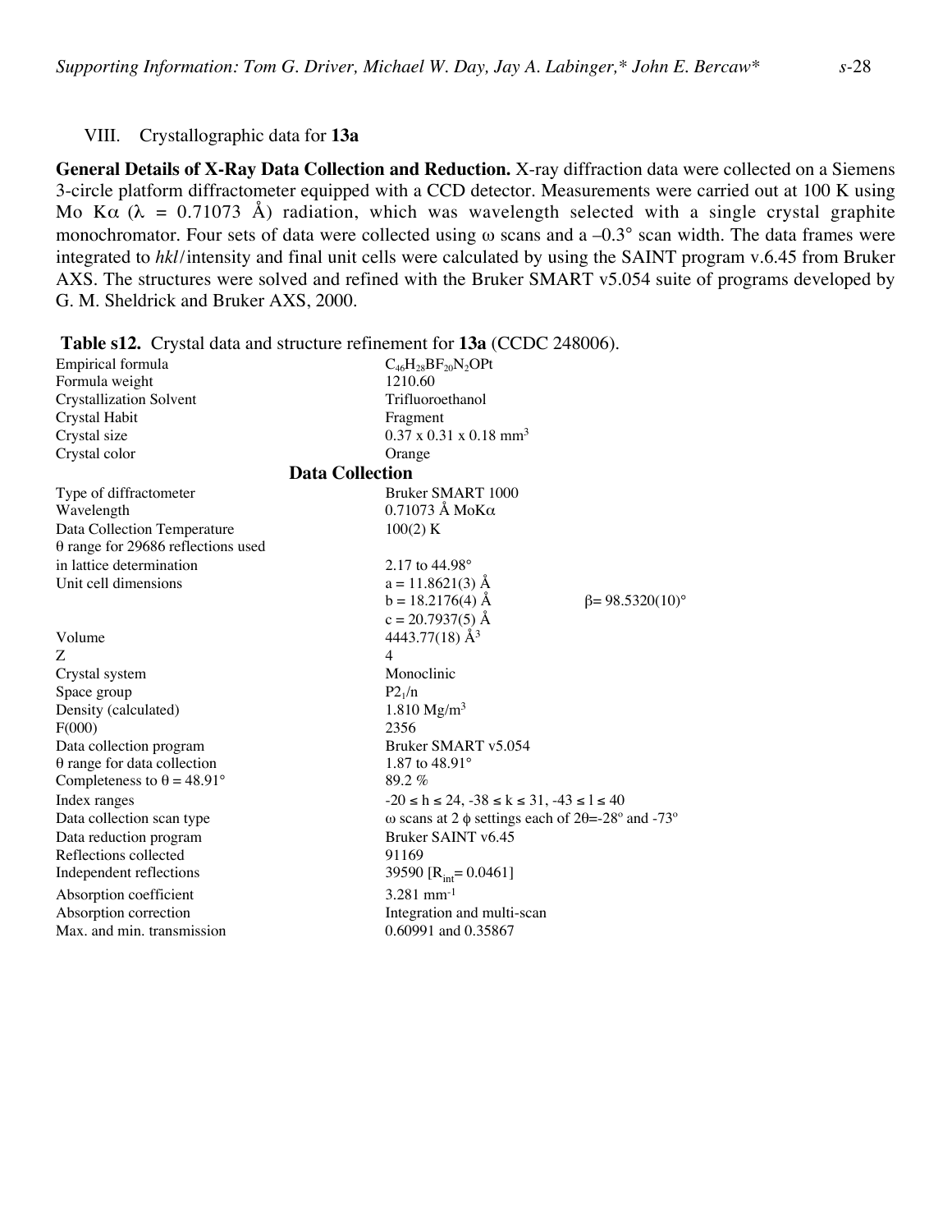VIII. Crystallographic data for **13a**

**General Details of X-Ray Data Collection and Reduction.** X-ray diffraction data were collected on a Siemens 3-circle platform diffractometer equipped with a CCD detector. Measurements were carried out at 100 K using Mo Kα (λ = 0.71073 Å) radiation, which was wavelength selected with a single crystal graphite monochromator. Four sets of data were collected using ω scans and a –0.3° scan width. The data frames were integrated to *hkl*/intensity and final unit cells were calculated by using the SAINT program v.6.45 from Bruker AXS. The structures were solved and refined with the Bruker SMART v5.054 suite of programs developed by G. M. Sheldrick and Bruker AXS, 2000.

**Table s12.** Crystal data and structure refinement for **13a** (CCDC 248006).

| | | |
|---|---|---|
| Empirical formula | $C_{46}H_{28}BF_{20}N_2OPt$ | |
| Formula weight | 1210.60 | |
| Crystallization Solvent | Trifluoroethanol | |
| Crystal Habit | Fragment | |
| Crystal size | 0.37 x 0.31 x 0.18 mm$^3$ | |
| Crystal color | Orange | |
| **Data Collection** | | |
| Type of diffractometer | Bruker SMART 1000 | |
| Wavelength | 0.71073 Å MoKα | |
| Data Collection Temperature | 100(2) K | |
| θ range for 29686 reflections used in lattice determination | 2.17 to 44.98° | |
| Unit cell dimensions | a = 11.8621(3) Å | |
| | b = 18.2176(4) Å | β= 98.5320(10)° |
| | c = 20.7937(5) Å | |
| Volume | 4443.77(18) Å$^3$ | |
| Z | 4 | |
| Crystal system | Monoclinic | |
| Space group | $P2_1/n$ | |
| Density (calculated) | 1.810 Mg/m$^3$ | |
| F(000) | 2356 | |
| Data collection program | Bruker SMART v5.054 | |
| θ range for data collection | 1.87 to 48.91° | |
| Completeness to θ = 48.91° | 89.2 % | |
| Index ranges | -20 ≤ h ≤ 24, -38 ≤ k ≤ 31, -43 ≤ l ≤ 40 | |
| Data collection scan type | ω scans at 2 φ settings each of 2θ=-28° and -73° | |
| Data reduction program | Bruker SAINT v6.45 | |
| Reflections collected | 91169 | |
| Independent reflections | 39590 [$R_{int}$= 0.0461] | |
| Absorption coefficient | 3.281 mm$^{-1}$ | |
| Absorption correction | Integration and multi-scan | |
| Max. and min. transmission | 0.60991 and 0.35867 | |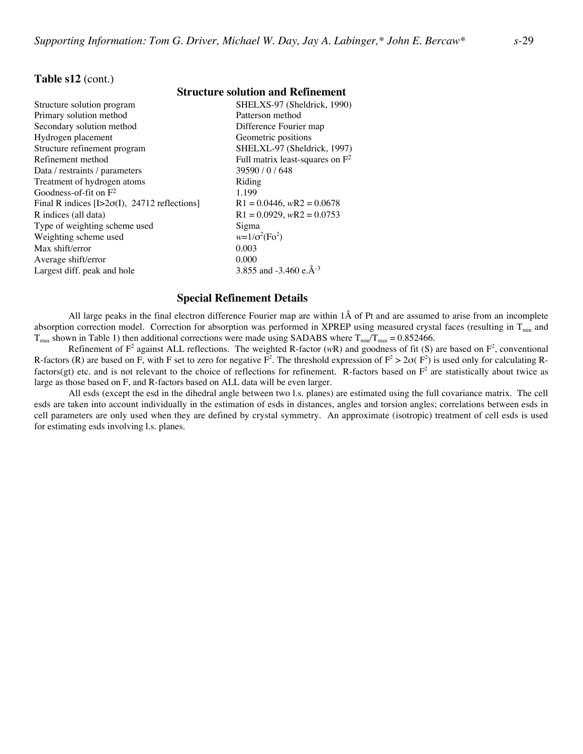**Table s12** (cont.)

### Structure solution and Refinement

| | |
|---|---|
| Structure solution program | SHELXS-97 (Sheldrick, 1990) |
| Primary solution method | Patterson method |
| Secondary solution method | Difference Fourier map |
| Hydrogen placement | Geometric positions |
| Structure refinement program | SHELXL-97 (Sheldrick, 1997) |
| Refinement method | Full matrix least-squares on $F^2$ |
| Data / restraints / parameters | 39590 / 0 / 648 |
| Treatment of hydrogen atoms | Riding |
| Goodness-of-fit on $F^2$ | 1.199 |
| Final R indices [$I>2\sigma(I)$, 24712 reflections] | R1 = 0.0446, *w*R2 = 0.0678 |
| R indices (all data) | R1 = 0.0929, *w*R2 = 0.0753 |
| Type of weighting scheme used | Sigma |
| Weighting scheme used | $w=1/\sigma^2(\mathrm{Fo}^2)$ |
| Max shift/error | 0.003 |
| Average shift/error | 0.000 |
| Largest diff. peak and hole | 3.855 and -3.460 e.Å$^{-3}$ |

### Special Refinement Details

All large peaks in the final electron difference Fourier map are within 1Å of Pt and are assumed to arise from an incomplete absorption correction model. Correction for absorption was performed in XPREP using measured crystal faces (resulting in $T_{min}$ and $T_{max}$ shown in Table 1) then additional corrections were made using SADABS where $T_{min}/T_{max}$ = 0.852466.

Refinement of $F^2$ against ALL reflections. The weighted R-factor (*w*R) and goodness of fit (S) are based on $F^2$, conventional R-factors (R) are based on F, with F set to zero for negative $F^2$. The threshold expression of $F^2 > 2\sigma(F^2)$ is used only for calculating R-factors(gt) etc. and is not relevant to the choice of reflections for refinement. R-factors based on $F^2$ are statistically about twice as large as those based on F, and R-factors based on ALL data will be even larger.

All esds (except the esd in the dihedral angle between two l.s. planes) are estimated using the full covariance matrix. The cell esds are taken into account individually in the estimation of esds in distances, angles and torsion angles; correlations between esds in cell parameters are only used when they are defined by crystal symmetry. An approximate (isotropic) treatment of cell esds is used for estimating esds involving l.s. planes.